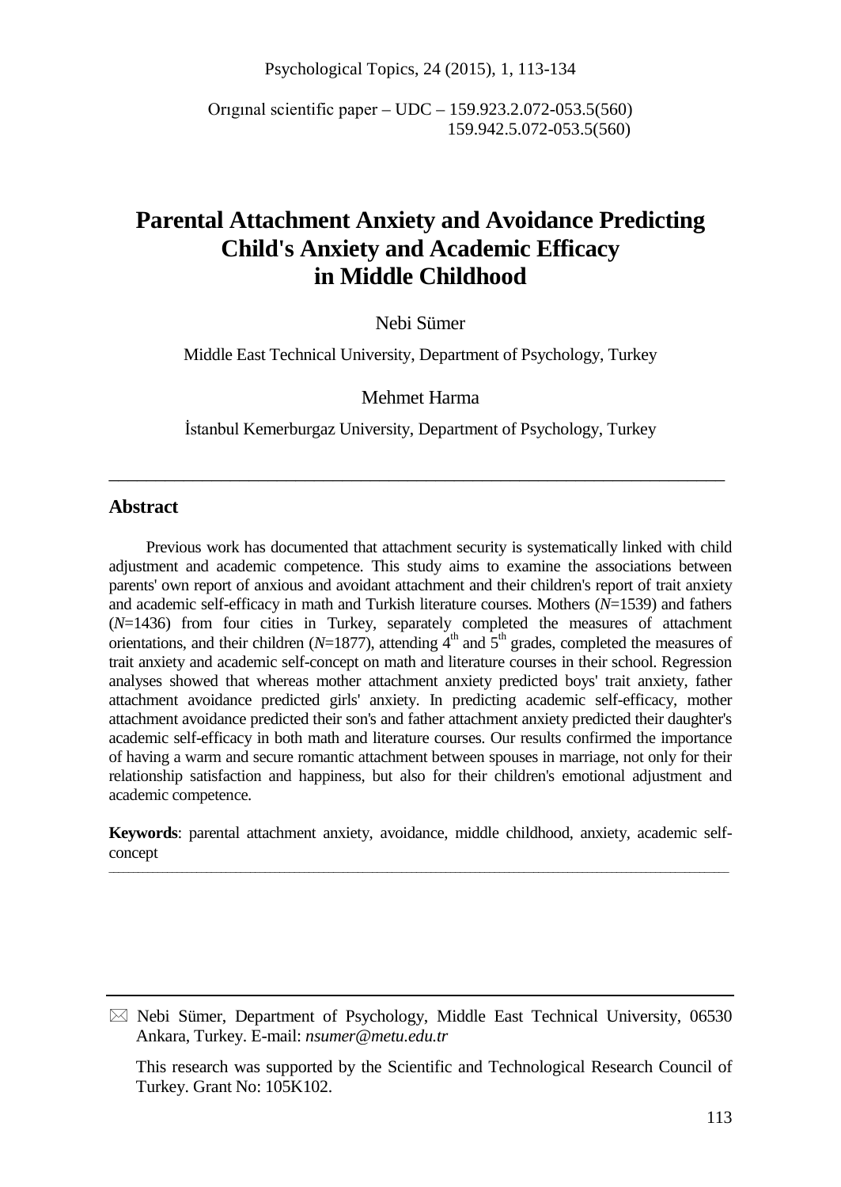Orıgınal scientific paper – UDC – 159.923.2.072-053.5(560)
159.942.5.072-053.5(560)

# Parental Attachment Anxiety and Avoidance Predicting Child's Anxiety and Academic Efficacy in Middle Childhood

Nebi Sümer

Middle East Technical University, Department of Psychology, Turkey

Mehmet Harma

İstanbul Kemerburgaz University, Department of Psychology, Turkey

## Abstract

Previous work has documented that attachment security is systematically linked with child adjustment and academic competence. This study aims to examine the associations between parents' own report of anxious and avoidant attachment and their children's report of trait anxiety and academic self-efficacy in math and Turkish literature courses. Mothers (*N*=1539) and fathers (*N*=1436) from four cities in Turkey, separately completed the measures of attachment orientations, and their children (*N*=1877), attending 4th and 5th grades, completed the measures of trait anxiety and academic self-concept on math and literature courses in their school. Regression analyses showed that whereas mother attachment anxiety predicted boys' trait anxiety, father attachment avoidance predicted girls' anxiety. In predicting academic self-efficacy, mother attachment avoidance predicted their son's and father attachment anxiety predicted their daughter's academic self-efficacy in both math and literature courses. Our results confirmed the importance of having a warm and secure romantic attachment between spouses in marriage, not only for their relationship satisfaction and happiness, but also for their children's emotional adjustment and academic competence.

**Keywords**: parental attachment anxiety, avoidance, middle childhood, anxiety, academic self-concept

---

✉ Nebi Sümer, Department of Psychology, Middle East Technical University, 06530 Ankara, Turkey. E-mail: *nsumer@metu.edu.tr*

This research was supported by the Scientific and Technological Research Council of Turkey. Grant No: 105K102.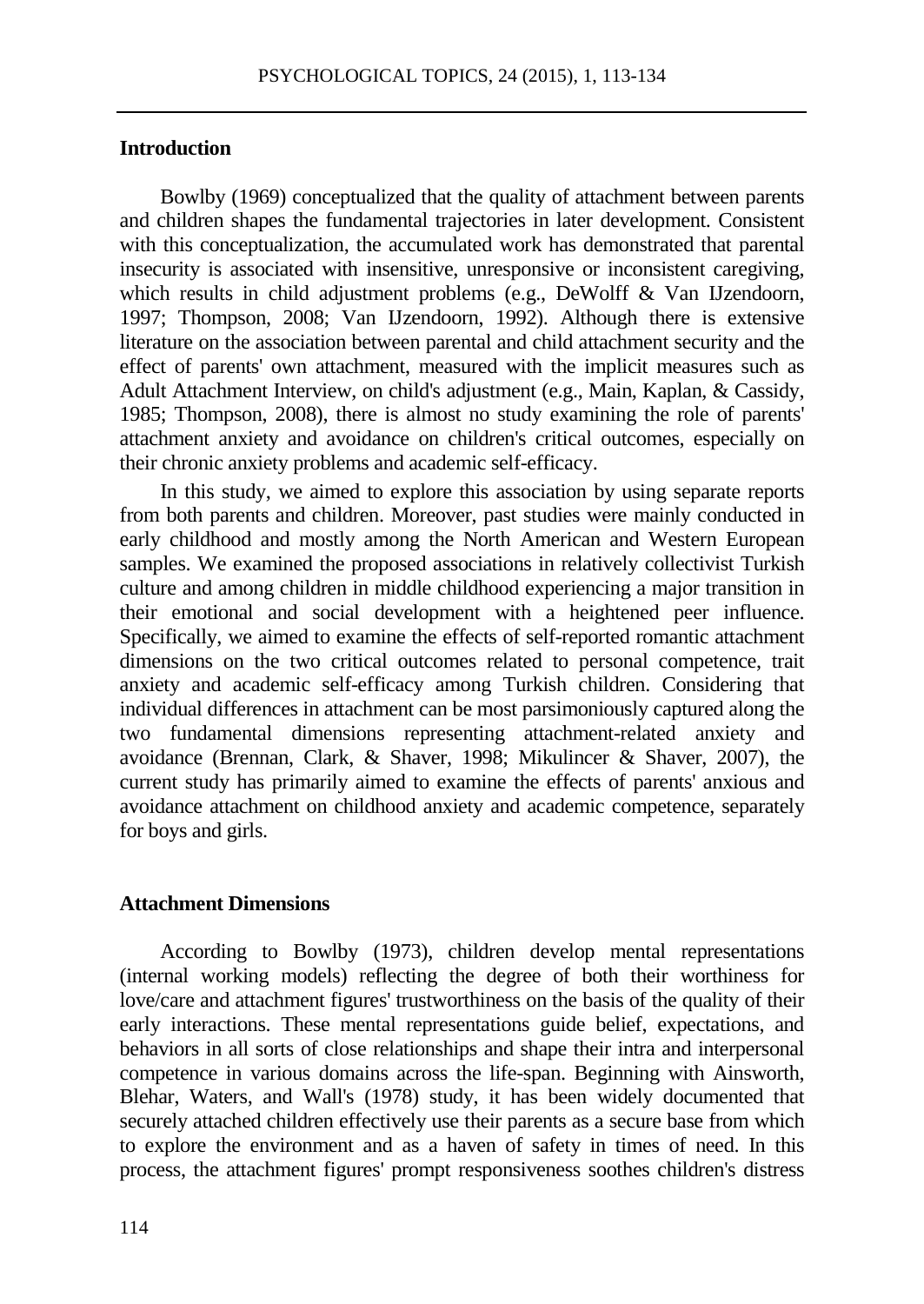## Introduction

Bowlby (1969) conceptualized that the quality of attachment between parents and children shapes the fundamental trajectories in later development. Consistent with this conceptualization, the accumulated work has demonstrated that parental insecurity is associated with insensitive, unresponsive or inconsistent caregiving, which results in child adjustment problems (e.g., DeWolff & Van IJzendoorn, 1997; Thompson, 2008; Van IJzendoorn, 1992). Although there is extensive literature on the association between parental and child attachment security and the effect of parents' own attachment, measured with the implicit measures such as Adult Attachment Interview, on child's adjustment (e.g., Main, Kaplan, & Cassidy, 1985; Thompson, 2008), there is almost no study examining the role of parents' attachment anxiety and avoidance on children's critical outcomes, especially on their chronic anxiety problems and academic self-efficacy.

In this study, we aimed to explore this association by using separate reports from both parents and children. Moreover, past studies were mainly conducted in early childhood and mostly among the North American and Western European samples. We examined the proposed associations in relatively collectivist Turkish culture and among children in middle childhood experiencing a major transition in their emotional and social development with a heightened peer influence. Specifically, we aimed to examine the effects of self-reported romantic attachment dimensions on the two critical outcomes related to personal competence, trait anxiety and academic self-efficacy among Turkish children. Considering that individual differences in attachment can be most parsimoniously captured along the two fundamental dimensions representing attachment-related anxiety and avoidance (Brennan, Clark, & Shaver, 1998; Mikulincer & Shaver, 2007), the current study has primarily aimed to examine the effects of parents' anxious and avoidance attachment on childhood anxiety and academic competence, separately for boys and girls.

## Attachment Dimensions

According to Bowlby (1973), children develop mental representations (internal working models) reflecting the degree of both their worthiness for love/care and attachment figures' trustworthiness on the basis of the quality of their early interactions. These mental representations guide belief, expectations, and behaviors in all sorts of close relationships and shape their intra and interpersonal competence in various domains across the life-span. Beginning with Ainsworth, Blehar, Waters, and Wall's (1978) study, it has been widely documented that securely attached children effectively use their parents as a secure base from which to explore the environment and as a haven of safety in times of need. In this process, the attachment figures' prompt responsiveness soothes children's distress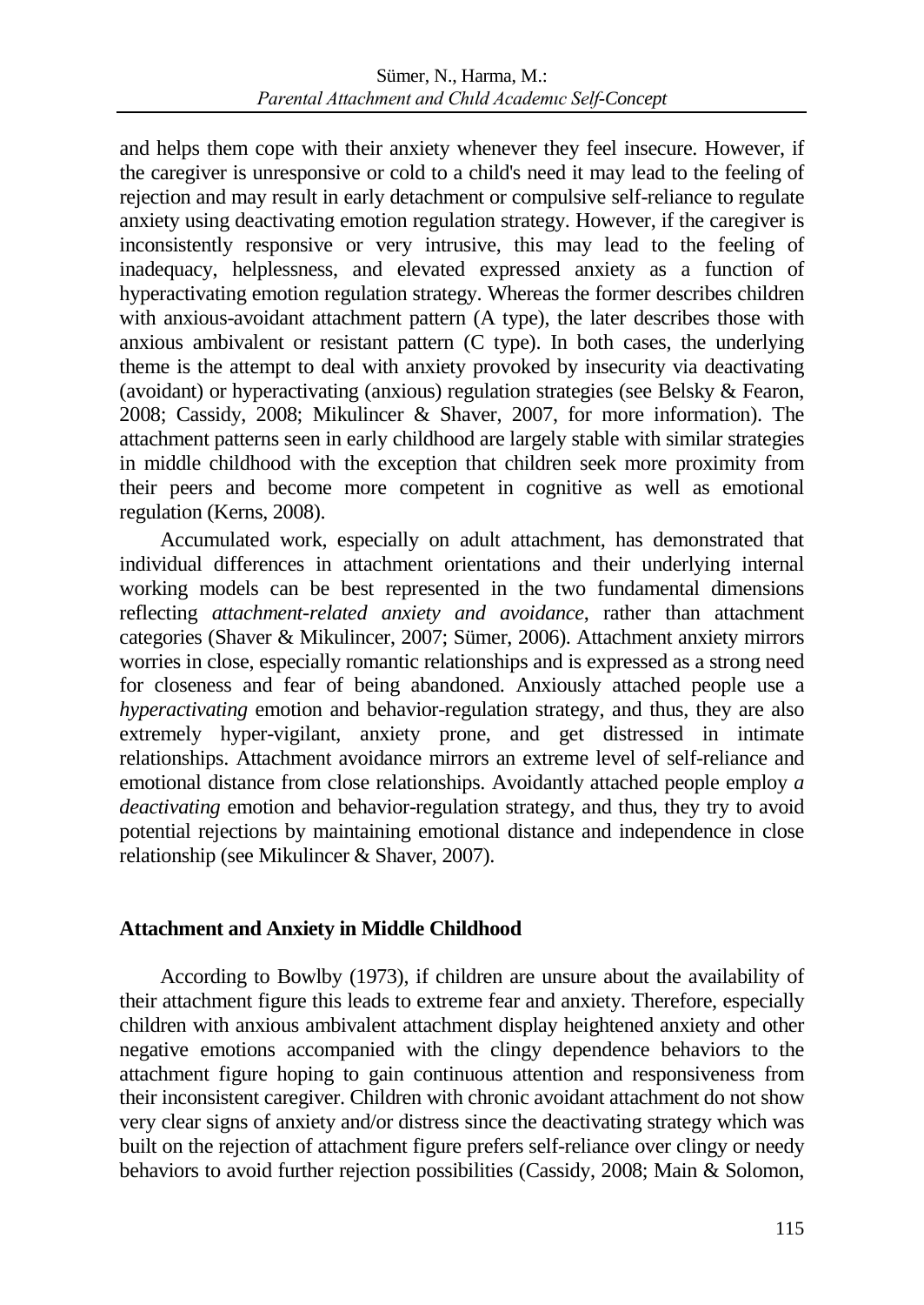and helps them cope with their anxiety whenever they feel insecure. However, if the caregiver is unresponsive or cold to a child's need it may lead to the feeling of rejection and may result in early detachment or compulsive self-reliance to regulate anxiety using deactivating emotion regulation strategy. However, if the caregiver is inconsistently responsive or very intrusive, this may lead to the feeling of inadequacy, helplessness, and elevated expressed anxiety as a function of hyperactivating emotion regulation strategy. Whereas the former describes children with anxious-avoidant attachment pattern (A type), the later describes those with anxious ambivalent or resistant pattern (C type). In both cases, the underlying theme is the attempt to deal with anxiety provoked by insecurity via deactivating (avoidant) or hyperactivating (anxious) regulation strategies (see Belsky & Fearon, 2008; Cassidy, 2008; Mikulincer & Shaver, 2007, for more information). The attachment patterns seen in early childhood are largely stable with similar strategies in middle childhood with the exception that children seek more proximity from their peers and become more competent in cognitive as well as emotional regulation (Kerns, 2008).

Accumulated work, especially on adult attachment, has demonstrated that individual differences in attachment orientations and their underlying internal working models can be best represented in the two fundamental dimensions reflecting *attachment-related anxiety and avoidance*, rather than attachment categories (Shaver & Mikulincer, 2007; Sümer, 2006). Attachment anxiety mirrors worries in close, especially romantic relationships and is expressed as a strong need for closeness and fear of being abandoned. Anxiously attached people use a *hyperactivating* emotion and behavior-regulation strategy, and thus, they are also extremely hyper-vigilant, anxiety prone, and get distressed in intimate relationships. Attachment avoidance mirrors an extreme level of self-reliance and emotional distance from close relationships. Avoidantly attached people employ *a deactivating* emotion and behavior-regulation strategy, and thus, they try to avoid potential rejections by maintaining emotional distance and independence in close relationship (see Mikulincer & Shaver, 2007).

## Attachment and Anxiety in Middle Childhood

According to Bowlby (1973), if children are unsure about the availability of their attachment figure this leads to extreme fear and anxiety. Therefore, especially children with anxious ambivalent attachment display heightened anxiety and other negative emotions accompanied with the clingy dependence behaviors to the attachment figure hoping to gain continuous attention and responsiveness from their inconsistent caregiver. Children with chronic avoidant attachment do not show very clear signs of anxiety and/or distress since the deactivating strategy which was built on the rejection of attachment figure prefers self-reliance over clingy or needy behaviors to avoid further rejection possibilities (Cassidy, 2008; Main & Solomon,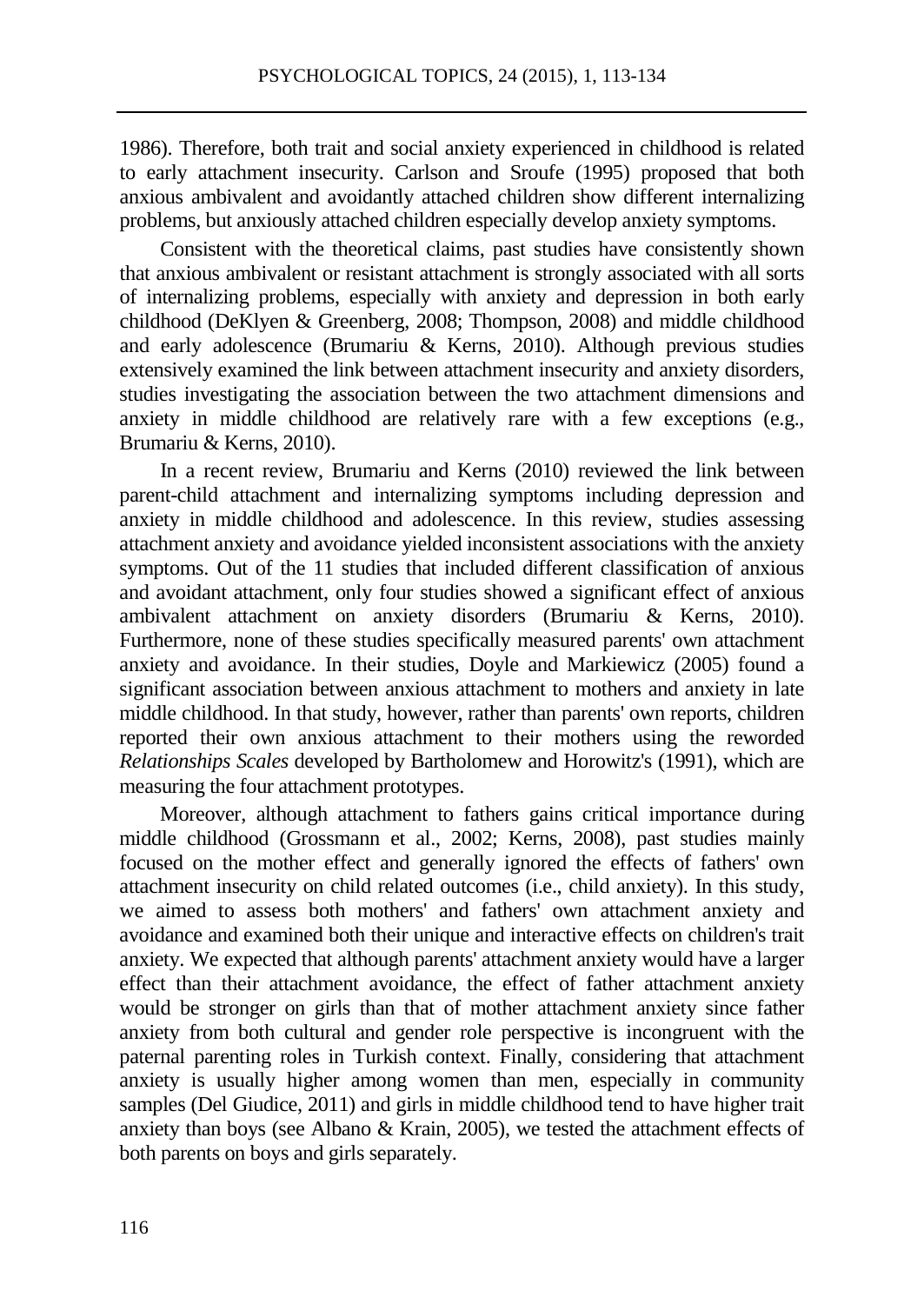1986). Therefore, both trait and social anxiety experienced in childhood is related to early attachment insecurity. Carlson and Sroufe (1995) proposed that both anxious ambivalent and avoidantly attached children show different internalizing problems, but anxiously attached children especially develop anxiety symptoms.

Consistent with the theoretical claims, past studies have consistently shown that anxious ambivalent or resistant attachment is strongly associated with all sorts of internalizing problems, especially with anxiety and depression in both early childhood (DeKlyen & Greenberg, 2008; Thompson, 2008) and middle childhood and early adolescence (Brumariu & Kerns, 2010). Although previous studies extensively examined the link between attachment insecurity and anxiety disorders, studies investigating the association between the two attachment dimensions and anxiety in middle childhood are relatively rare with a few exceptions (e.g., Brumariu & Kerns, 2010).

In a recent review, Brumariu and Kerns (2010) reviewed the link between parent-child attachment and internalizing symptoms including depression and anxiety in middle childhood and adolescence. In this review, studies assessing attachment anxiety and avoidance yielded inconsistent associations with the anxiety symptoms. Out of the 11 studies that included different classification of anxious and avoidant attachment, only four studies showed a significant effect of anxious ambivalent attachment on anxiety disorders (Brumariu & Kerns, 2010). Furthermore, none of these studies specifically measured parents' own attachment anxiety and avoidance. In their studies, Doyle and Markiewicz (2005) found a significant association between anxious attachment to mothers and anxiety in late middle childhood. In that study, however, rather than parents' own reports, children reported their own anxious attachment to their mothers using the reworded *Relationships Scales* developed by Bartholomew and Horowitz's (1991), which are measuring the four attachment prototypes.

Moreover, although attachment to fathers gains critical importance during middle childhood (Grossmann et al., 2002; Kerns, 2008), past studies mainly focused on the mother effect and generally ignored the effects of fathers' own attachment insecurity on child related outcomes (i.e., child anxiety). In this study, we aimed to assess both mothers' and fathers' own attachment anxiety and avoidance and examined both their unique and interactive effects on children's trait anxiety. We expected that although parents' attachment anxiety would have a larger effect than their attachment avoidance, the effect of father attachment anxiety would be stronger on girls than that of mother attachment anxiety since father anxiety from both cultural and gender role perspective is incongruent with the paternal parenting roles in Turkish context. Finally, considering that attachment anxiety is usually higher among women than men, especially in community samples (Del Giudice, 2011) and girls in middle childhood tend to have higher trait anxiety than boys (see Albano & Krain, 2005), we tested the attachment effects of both parents on boys and girls separately.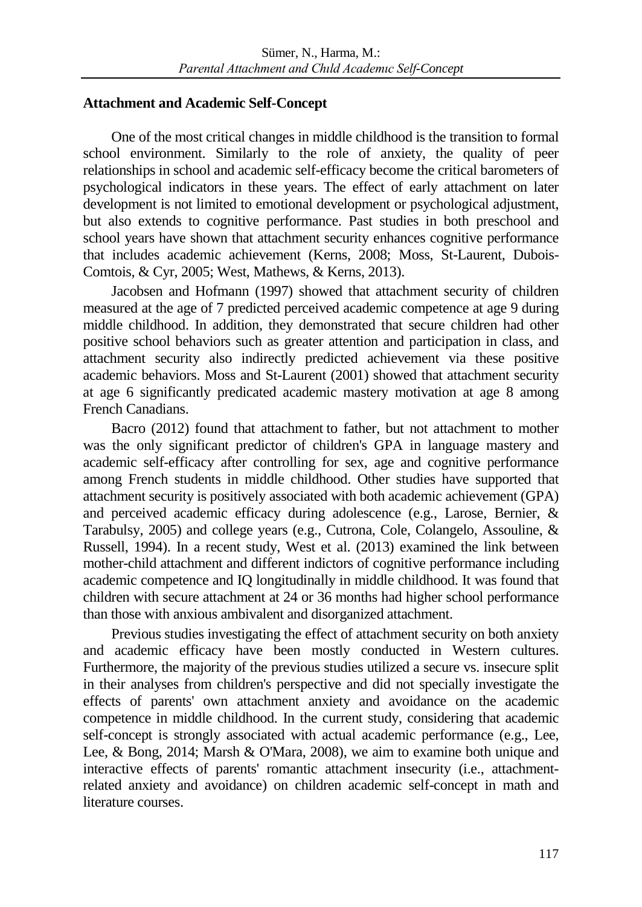**Attachment and Academic Self-Concept**

One of the most critical changes in middle childhood is the transition to formal school environment. Similarly to the role of anxiety, the quality of peer relationships in school and academic self-efficacy become the critical barometers of psychological indicators in these years. The effect of early attachment on later development is not limited to emotional development or psychological adjustment, but also extends to cognitive performance. Past studies in both preschool and school years have shown that attachment security enhances cognitive performance that includes academic achievement (Kerns, 2008; Moss, St-Laurent, Dubois-Comtois, & Cyr, 2005; West, Mathews, & Kerns, 2013).

Jacobsen and Hofmann (1997) showed that attachment security of children measured at the age of 7 predicted perceived academic competence at age 9 during middle childhood. In addition, they demonstrated that secure children had other positive school behaviors such as greater attention and participation in class, and attachment security also indirectly predicted achievement via these positive academic behaviors. Moss and St-Laurent (2001) showed that attachment security at age 6 significantly predicated academic mastery motivation at age 8 among French Canadians.

Bacro (2012) found that attachment to father, but not attachment to mother was the only significant predictor of children's GPA in language mastery and academic self-efficacy after controlling for sex, age and cognitive performance among French students in middle childhood. Other studies have supported that attachment security is positively associated with both academic achievement (GPA) and perceived academic efficacy during adolescence (e.g., Larose, Bernier, & Tarabulsy, 2005) and college years (e.g., Cutrona, Cole, Colangelo, Assouline, & Russell, 1994). In a recent study, West et al. (2013) examined the link between mother-child attachment and different indictors of cognitive performance including academic competence and IQ longitudinally in middle childhood. It was found that children with secure attachment at 24 or 36 months had higher school performance than those with anxious ambivalent and disorganized attachment.

Previous studies investigating the effect of attachment security on both anxiety and academic efficacy have been mostly conducted in Western cultures. Furthermore, the majority of the previous studies utilized a secure vs. insecure split in their analyses from children's perspective and did not specially investigate the effects of parents' own attachment anxiety and avoidance on the academic competence in middle childhood. In the current study, considering that academic self-concept is strongly associated with actual academic performance (e.g., Lee, Lee, & Bong, 2014; Marsh & O'Mara, 2008), we aim to examine both unique and interactive effects of parents' romantic attachment insecurity (i.e., attachment-related anxiety and avoidance) on children academic self-concept in math and literature courses.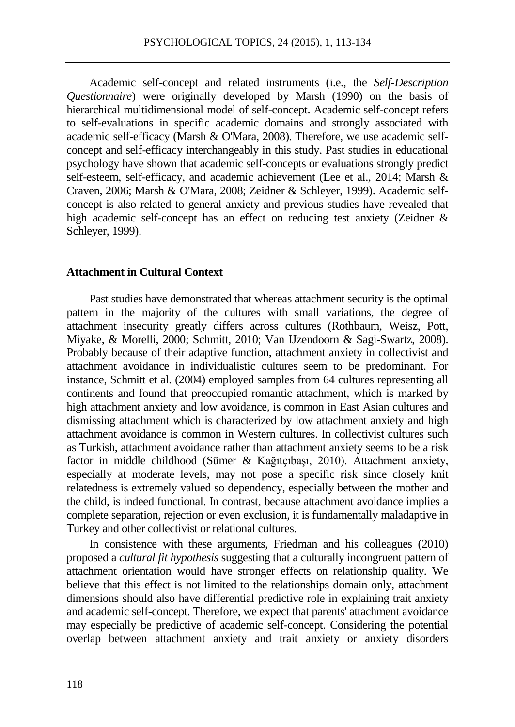Academic self-concept and related instruments (i.e., the *Self-Description Questionnaire*) were originally developed by Marsh (1990) on the basis of hierarchical multidimensional model of self-concept. Academic self-concept refers to self-evaluations in specific academic domains and strongly associated with academic self-efficacy (Marsh & O'Mara, 2008). Therefore, we use academic self-concept and self-efficacy interchangeably in this study. Past studies in educational psychology have shown that academic self-concepts or evaluations strongly predict self-esteem, self-efficacy, and academic achievement (Lee et al., 2014; Marsh & Craven, 2006; Marsh & O'Mara, 2008; Zeidner & Schleyer, 1999). Academic self-concept is also related to general anxiety and previous studies have revealed that high academic self-concept has an effect on reducing test anxiety (Zeidner & Schleyer, 1999).

## Attachment in Cultural Context

Past studies have demonstrated that whereas attachment security is the optimal pattern in the majority of the cultures with small variations, the degree of attachment insecurity greatly differs across cultures (Rothbaum, Weisz, Pott, Miyake, & Morelli, 2000; Schmitt, 2010; Van IJzendoorn & Sagi-Swartz, 2008). Probably because of their adaptive function, attachment anxiety in collectivist and attachment avoidance in individualistic cultures seem to be predominant. For instance, Schmitt et al. (2004) employed samples from 64 cultures representing all continents and found that preoccupied romantic attachment, which is marked by high attachment anxiety and low avoidance, is common in East Asian cultures and dismissing attachment which is characterized by low attachment anxiety and high attachment avoidance is common in Western cultures. In collectivist cultures such as Turkish, attachment avoidance rather than attachment anxiety seems to be a risk factor in middle childhood (Sümer & Kağıtçıbaşı, 2010). Attachment anxiety, especially at moderate levels, may not pose a specific risk since closely knit relatedness is extremely valued so dependency, especially between the mother and the child, is indeed functional. In contrast, because attachment avoidance implies a complete separation, rejection or even exclusion, it is fundamentally maladaptive in Turkey and other collectivist or relational cultures.

In consistence with these arguments, Friedman and his colleagues (2010) proposed a *cultural fit hypothesis* suggesting that a culturally incongruent pattern of attachment orientation would have stronger effects on relationship quality. We believe that this effect is not limited to the relationships domain only, attachment dimensions should also have differential predictive role in explaining trait anxiety and academic self-concept. Therefore, we expect that parents' attachment avoidance may especially be predictive of academic self-concept. Considering the potential overlap between attachment anxiety and trait anxiety or anxiety disorders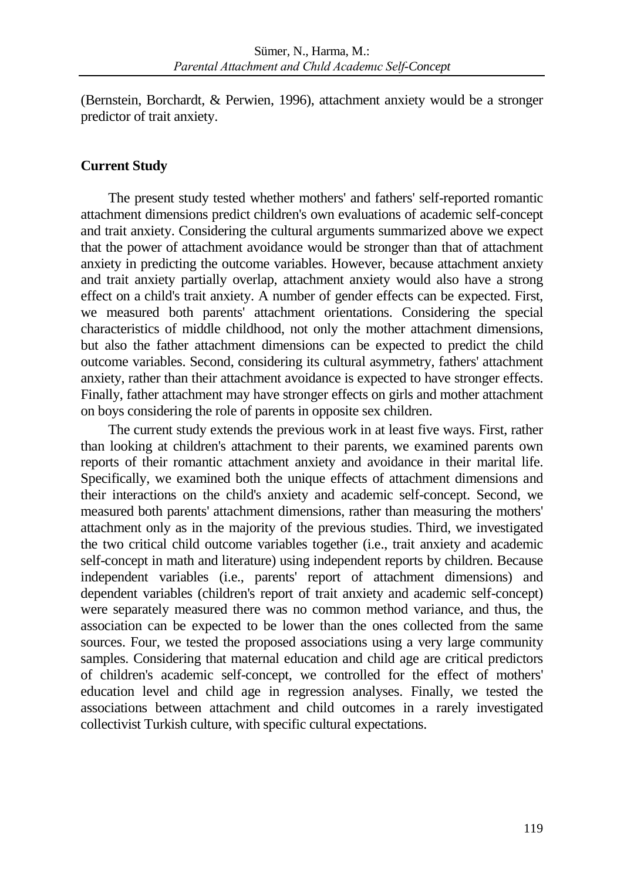(Bernstein, Borchardt, & Perwien, 1996), attachment anxiety would be a stronger predictor of trait anxiety.

## Current Study

The present study tested whether mothers' and fathers' self-reported romantic attachment dimensions predict children's own evaluations of academic self-concept and trait anxiety. Considering the cultural arguments summarized above we expect that the power of attachment avoidance would be stronger than that of attachment anxiety in predicting the outcome variables. However, because attachment anxiety and trait anxiety partially overlap, attachment anxiety would also have a strong effect on a child's trait anxiety. A number of gender effects can be expected. First, we measured both parents' attachment orientations. Considering the special characteristics of middle childhood, not only the mother attachment dimensions, but also the father attachment dimensions can be expected to predict the child outcome variables. Second, considering its cultural asymmetry, fathers' attachment anxiety, rather than their attachment avoidance is expected to have stronger effects. Finally, father attachment may have stronger effects on girls and mother attachment on boys considering the role of parents in opposite sex children.

The current study extends the previous work in at least five ways. First, rather than looking at children's attachment to their parents, we examined parents own reports of their romantic attachment anxiety and avoidance in their marital life. Specifically, we examined both the unique effects of attachment dimensions and their interactions on the child's anxiety and academic self-concept. Second, we measured both parents' attachment dimensions, rather than measuring the mothers' attachment only as in the majority of the previous studies. Third, we investigated the two critical child outcome variables together (i.e., trait anxiety and academic self-concept in math and literature) using independent reports by children. Because independent variables (i.e., parents' report of attachment dimensions) and dependent variables (children's report of trait anxiety and academic self-concept) were separately measured there was no common method variance, and thus, the association can be expected to be lower than the ones collected from the same sources. Four, we tested the proposed associations using a very large community samples. Considering that maternal education and child age are critical predictors of children's academic self-concept, we controlled for the effect of mothers' education level and child age in regression analyses. Finally, we tested the associations between attachment and child outcomes in a rarely investigated collectivist Turkish culture, with specific cultural expectations.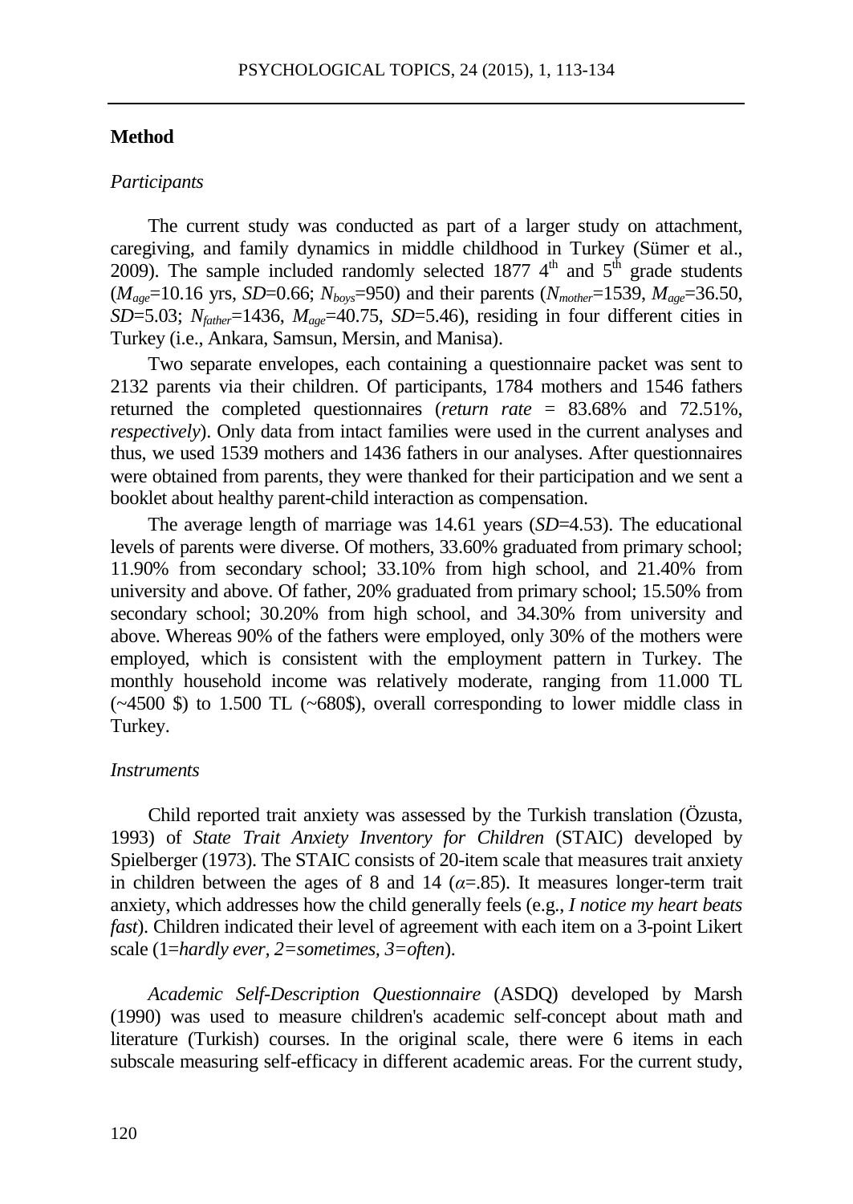## Method

### *Participants*

The current study was conducted as part of a larger study on attachment, caregiving, and family dynamics in middle childhood in Turkey (Sümer et al., 2009). The sample included randomly selected 1877 $4^{th}$ and $5^{th}$ grade students ($M_{age}$=10.16 yrs, *SD*=0.66; $N_{boys}$=950) and their parents ($N_{mother}$=1539, $M_{age}$=36.50, *SD*=5.03; $N_{father}$=1436, $M_{age}$=40.75, *SD*=5.46), residing in four different cities in Turkey (i.e., Ankara, Samsun, Mersin, and Manisa).

Two separate envelopes, each containing a questionnaire packet was sent to 2132 parents via their children. Of participants, 1784 mothers and 1546 fathers returned the completed questionnaires (*return rate* = 83.68% and 72.51%, *respectively*). Only data from intact families were used in the current analyses and thus, we used 1539 mothers and 1436 fathers in our analyses. After questionnaires were obtained from parents, they were thanked for their participation and we sent a booklet about healthy parent-child interaction as compensation.

The average length of marriage was 14.61 years (*SD*=4.53). The educational levels of parents were diverse. Of mothers, 33.60% graduated from primary school; 11.90% from secondary school; 33.10% from high school, and 21.40% from university and above. Of father, 20% graduated from primary school; 15.50% from secondary school; 30.20% from high school, and 34.30% from university and above. Whereas 90% of the fathers were employed, only 30% of the mothers were employed, which is consistent with the employment pattern in Turkey. The monthly household income was relatively moderate, ranging from 11.000 TL (~4500 $) to 1.500 TL (~680$), overall corresponding to lower middle class in Turkey.

### *Instruments*

Child reported trait anxiety was assessed by the Turkish translation (Özusta, 1993) of *State Trait Anxiety Inventory for Children* (STAIC) developed by Spielberger (1973). The STAIC consists of 20-item scale that measures trait anxiety in children between the ages of 8 and 14 ($\alpha$=.85). It measures longer-term trait anxiety, which addresses how the child generally feels (e.g., *I notice my heart beats fast*). Children indicated their level of agreement with each item on a 3-point Likert scale (1=*hardly ever, 2=sometimes, 3=often*).

*Academic Self-Description Questionnaire* (ASDQ) developed by Marsh (1990) was used to measure children's academic self-concept about math and literature (Turkish) courses. In the original scale, there were 6 items in each subscale measuring self-efficacy in different academic areas. For the current study,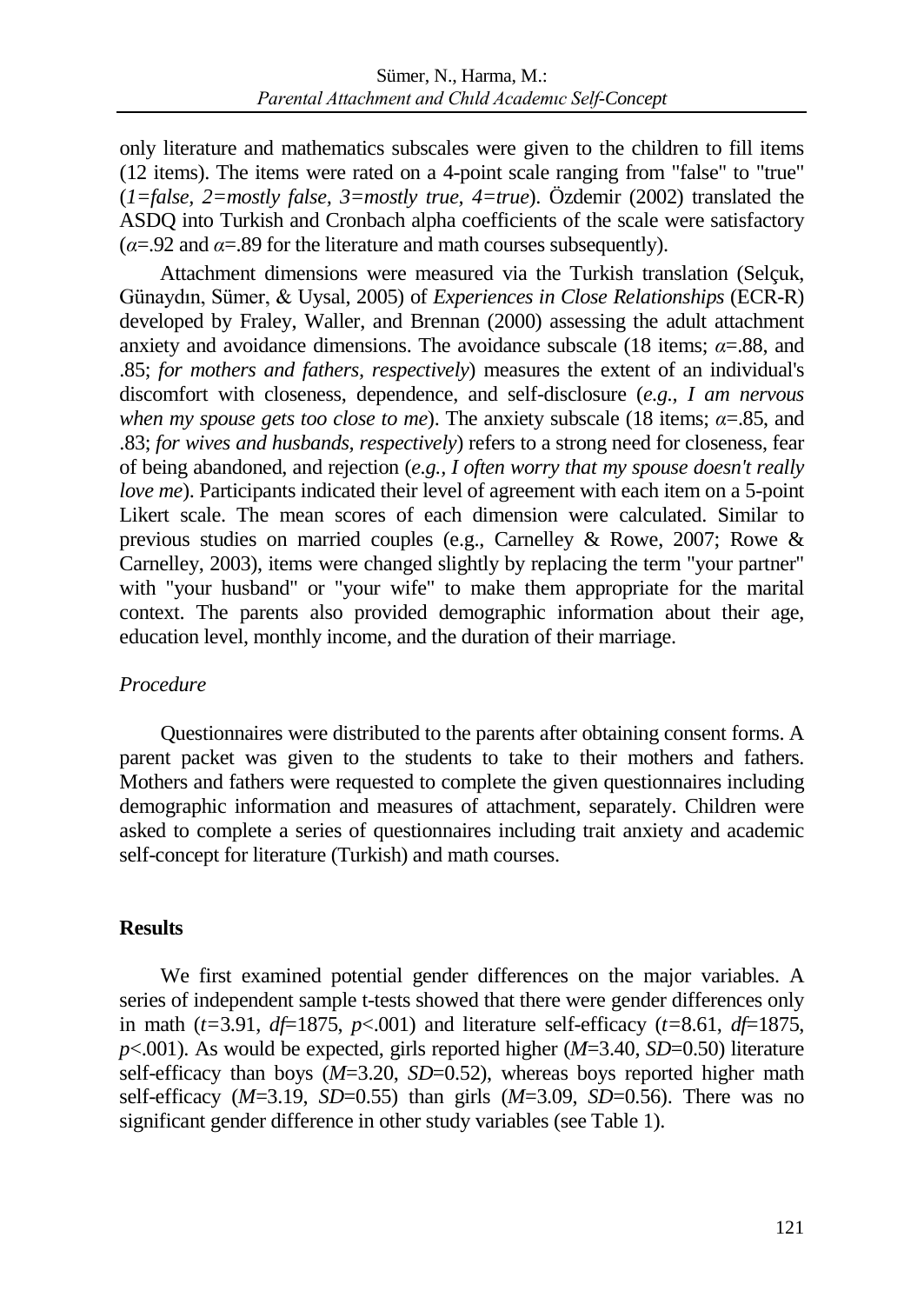only literature and mathematics subscales were given to the children to fill items (12 items). The items were rated on a 4-point scale ranging from "false" to "true" (*1=false, 2=mostly false, 3=mostly true, 4=true*). Özdemir (2002) translated the ASDQ into Turkish and Cronbach alpha coefficients of the scale were satisfactory ($\alpha$=.92 and $\alpha$=.89 for the literature and math courses subsequently).

Attachment dimensions were measured via the Turkish translation (Selçuk, Günaydın, Sümer, & Uysal, 2005) of *Experiences in Close Relationships* (ECR-R) developed by Fraley, Waller, and Brennan (2000) assessing the adult attachment anxiety and avoidance dimensions. The avoidance subscale (18 items; $\alpha$=.88, and .85; *for mothers and fathers, respectively*) measures the extent of an individual's discomfort with closeness, dependence, and self-disclosure (*e.g., I am nervous when my spouse gets too close to me*). The anxiety subscale (18 items; $\alpha$=.85, and .83; *for wives and husbands, respectively*) refers to a strong need for closeness, fear of being abandoned, and rejection (*e.g., I often worry that my spouse doesn't really love me*). Participants indicated their level of agreement with each item on a 5-point Likert scale. The mean scores of each dimension were calculated. Similar to previous studies on married couples (e.g., Carnelley & Rowe, 2007; Rowe & Carnelley, 2003), items were changed slightly by replacing the term "your partner" with "your husband" or "your wife" to make them appropriate for the marital context. The parents also provided demographic information about their age, education level, monthly income, and the duration of their marriage.

### *Procedure*

Questionnaires were distributed to the parents after obtaining consent forms. A parent packet was given to the students to take to their mothers and fathers. Mothers and fathers were requested to complete the given questionnaires including demographic information and measures of attachment, separately. Children were asked to complete a series of questionnaires including trait anxiety and academic self-concept for literature (Turkish) and math courses.

## **Results**

We first examined potential gender differences on the major variables. A series of independent sample t-tests showed that there were gender differences only in math ($t$=3.91, $df$=1875, $p$<.001) and literature self-efficacy ($t$=8.61, $df$=1875, $p$<.001). As would be expected, girls reported higher ($M$=3.40, $SD$=0.50) literature self-efficacy than boys ($M$=3.20, $SD$=0.52), whereas boys reported higher math self-efficacy ($M$=3.19, $SD$=0.55) than girls ($M$=3.09, $SD$=0.56). There was no significant gender difference in other study variables (see Table 1).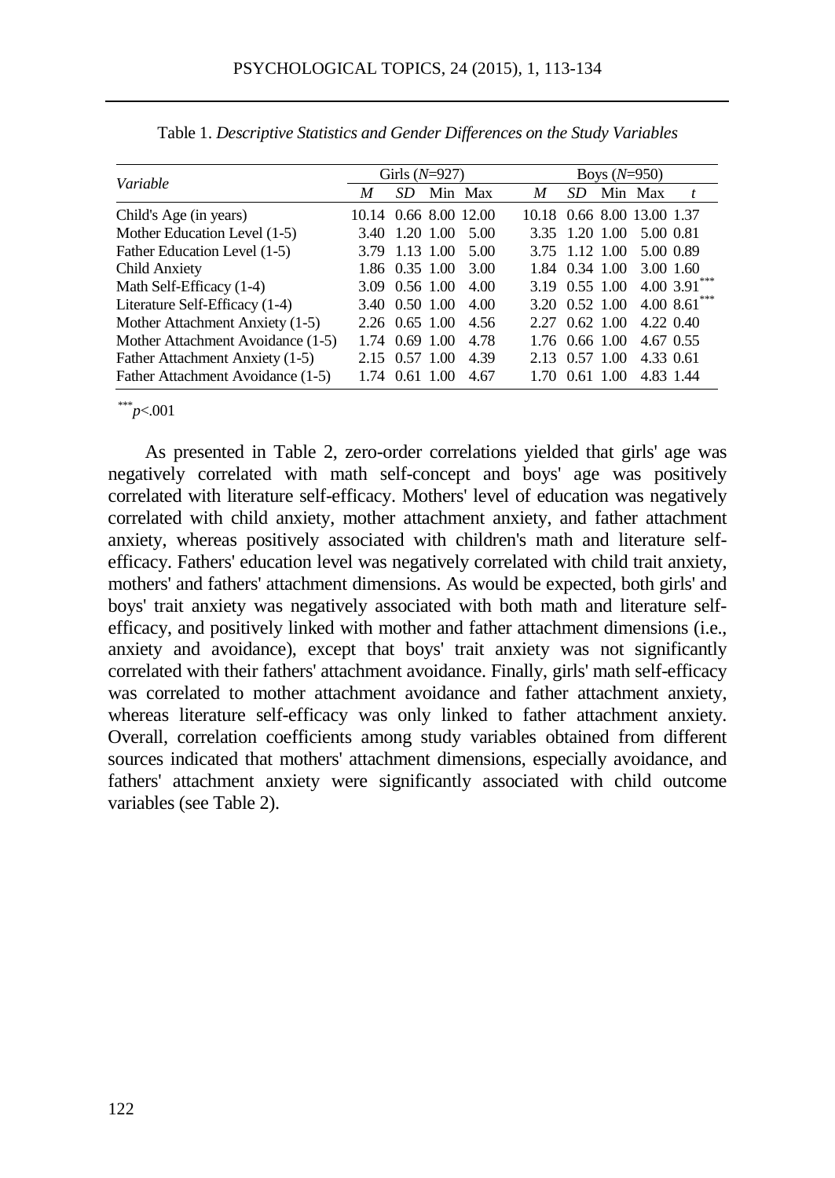Table 1. *Descriptive Statistics and Gender Differences on the Study Variables*

| *Variable* | Girls (*N*=927) | | | | Boys (*N*=950) | | | | |
|---|---|---|---|---|---|---|---|---|---|
| | *M* | *SD* | Min | Max | *M* | *SD* | Min | Max | *t* |
| Child's Age (in years) | 10.14 | 0.66 | 8.00 | 12.00 | 10.18 | 0.66 | 8.00 | 13.00 | 1.37 |
| Mother Education Level (1-5) | 3.40 | 1.20 | 1.00 | 5.00 | 3.35 | 1.20 | 1.00 | 5.00 | 0.81 |
| Father Education Level (1-5) | 3.79 | 1.13 | 1.00 | 5.00 | 3.75 | 1.12 | 1.00 | 5.00 | 0.89 |
| Child Anxiety | 1.86 | 0.35 | 1.00 | 3.00 | 1.84 | 0.34 | 1.00 | 3.00 | 1.60 |
| Math Self-Efficacy (1-4) | 3.09 | 0.56 | 1.00 | 4.00 | 3.19 | 0.55 | 1.00 | 4.00 | 3.91*** |
| Literature Self-Efficacy (1-4) | 3.40 | 0.50 | 1.00 | 4.00 | 3.20 | 0.52 | 1.00 | 4.00 | 8.61*** |
| Mother Attachment Anxiety (1-5) | 2.26 | 0.65 | 1.00 | 4.56 | 2.27 | 0.62 | 1.00 | 4.22 | 0.40 |
| Mother Attachment Avoidance (1-5) | 1.74 | 0.69 | 1.00 | 4.78 | 1.76 | 0.66 | 1.00 | 4.67 | 0.55 |
| Father Attachment Anxiety (1-5) | 2.15 | 0.57 | 1.00 | 4.39 | 2.13 | 0.57 | 1.00 | 4.33 | 0.61 |
| Father Attachment Avoidance (1-5) | 1.74 | 0.61 | 1.00 | 4.67 | 1.70 | 0.61 | 1.00 | 4.83 | 1.44 |

***$p$<.001

As presented in Table 2, zero-order correlations yielded that girls' age was negatively correlated with math self-concept and boys' age was positively correlated with literature self-efficacy. Mothers' level of education was negatively correlated with child anxiety, mother attachment anxiety, and father attachment anxiety, whereas positively associated with children's math and literature self-efficacy. Fathers' education level was negatively correlated with child trait anxiety, mothers' and fathers' attachment dimensions. As would be expected, both girls' and boys' trait anxiety was negatively associated with both math and literature self-efficacy, and positively linked with mother and father attachment dimensions (i.e., anxiety and avoidance), except that boys' trait anxiety was not significantly correlated with their fathers' attachment avoidance. Finally, girls' math self-efficacy was correlated to mother attachment avoidance and father attachment anxiety, whereas literature self-efficacy was only linked to father attachment anxiety. Overall, correlation coefficients among study variables obtained from different sources indicated that mothers' attachment dimensions, especially avoidance, and fathers' attachment anxiety were significantly associated with child outcome variables (see Table 2).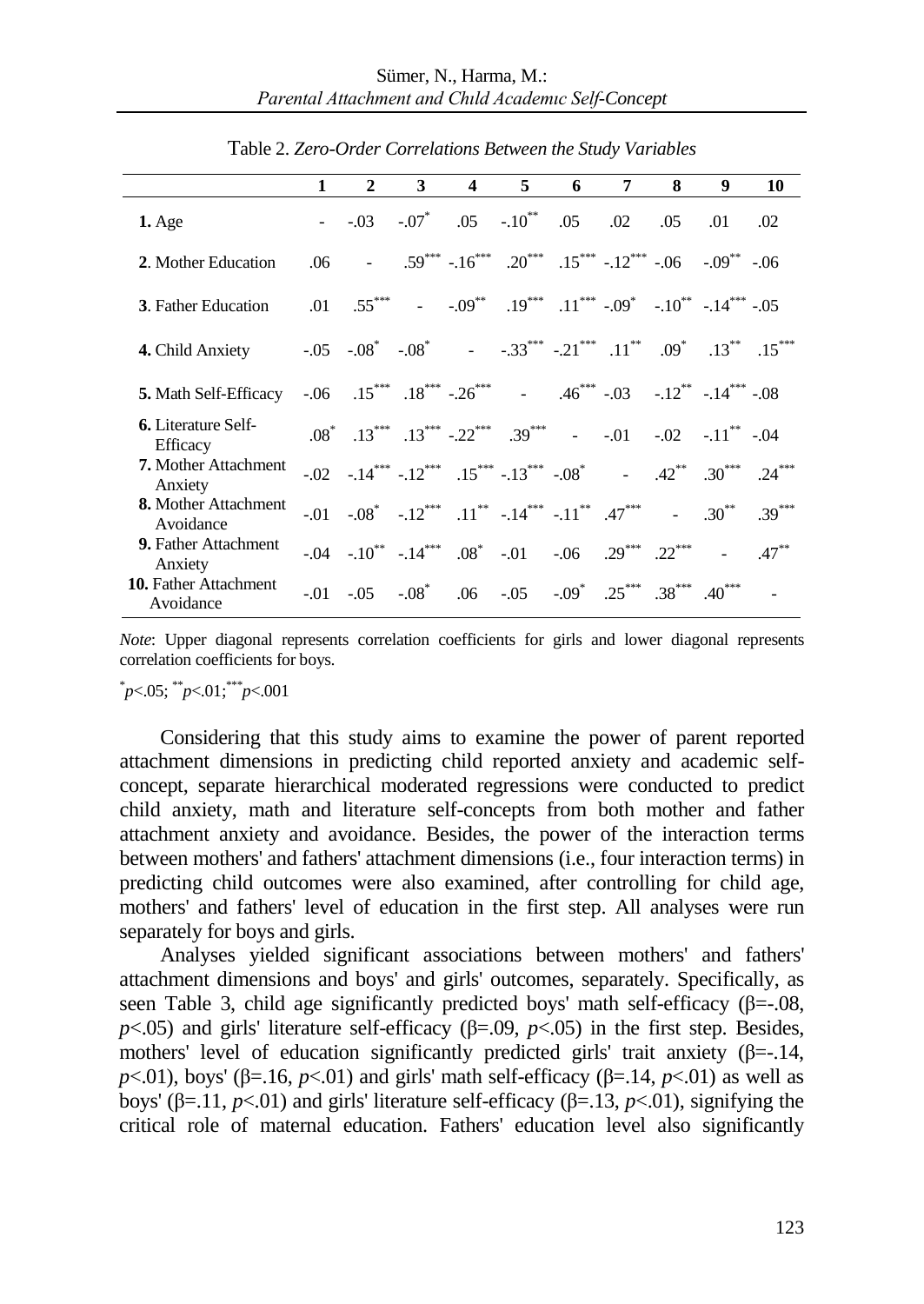Table 2. *Zero-Order Correlations Between the Study Variables*

| | 1 | 2 | 3 | 4 | 5 | 6 | 7 | 8 | 9 | 10 |
|---|---|---|---|---|---|---|---|---|---|---|
| **1.** Age | - | -.03 | -.07* | .05 | -.10** | .05 | .02 | .05 | .01 | .02 |
| **2**. Mother Education | .06 | - | .59*** | -.16*** | .20*** | .15*** | -.12*** | -.06 | -.09** | -.06 |
| **3**. Father Education | .01 | .55*** | - | -.09** | .19*** | .11*** | -.09* | -.10** | -.14*** | -.05 |
| **4.** Child Anxiety | -.05 | -.08* | -.08* | - | -.33*** | -.21*** | .11** | .09* | .13** | .15*** |
| **5.** Math Self-Efficacy | -.06 | .15*** | .18*** | -.26*** | - | .46*** | -.03 | -.12** | -.14*** | -.08 |
| **6.** Literature Self-Efficacy | .08* | .13*** | .13*** | -.22*** | .39*** | - | -.01 | -.02 | -.11** | -.04 |
| **7.** Mother Attachment Anxiety | -.02 | -.14*** | -.12*** | .15*** | -.13*** | -.08* | - | .42** | .30*** | .24*** |
| **8.** Mother Attachment Avoidance | -.01 | -.08* | -.12*** | .11** | -.14*** | -.11** | .47*** | - | .30** | .39*** |
| **9.** Father Attachment Anxiety | -.04 | -.10** | -.14*** | .08* | -.01 | -.06 | .29*** | .22*** | - | .47** |
| **10.** Father Attachment Avoidance | -.01 | -.05 | -.08* | .06 | -.05 | -.09* | .25*** | .38*** | .40*** | - |

*Note*: Upper diagonal represents correlation coefficients for girls and lower diagonal represents correlation coefficients for boys.

*$p$<.05; **$p$<.01;***$p$<.001

Considering that this study aims to examine the power of parent reported attachment dimensions in predicting child reported anxiety and academic self-concept, separate hierarchical moderated regressions were conducted to predict child anxiety, math and literature self-concepts from both mother and father attachment anxiety and avoidance. Besides, the power of the interaction terms between mothers' and fathers' attachment dimensions (i.e., four interaction terms) in predicting child outcomes were also examined, after controlling for child age, mothers' and fathers' level of education in the first step. All analyses were run separately for boys and girls.

Analyses yielded significant associations between mothers' and fathers' attachment dimensions and boys' and girls' outcomes, separately. Specifically, as seen Table 3, child age significantly predicted boys' math self-efficacy ($\beta$=-.08, $p$<.05) and girls' literature self-efficacy ($\beta$=.09, $p$<.05) in the first step. Besides, mothers' level of education significantly predicted girls' trait anxiety ($\beta$=-.14, $p$<.01), boys' ($\beta$=.16, $p$<.01) and girls' math self-efficacy ($\beta$=.14, $p$<.01) as well as boys' ($\beta$=.11, $p$<.01) and girls' literature self-efficacy ($\beta$=.13, $p$<.01), signifying the critical role of maternal education. Fathers' education level also significantly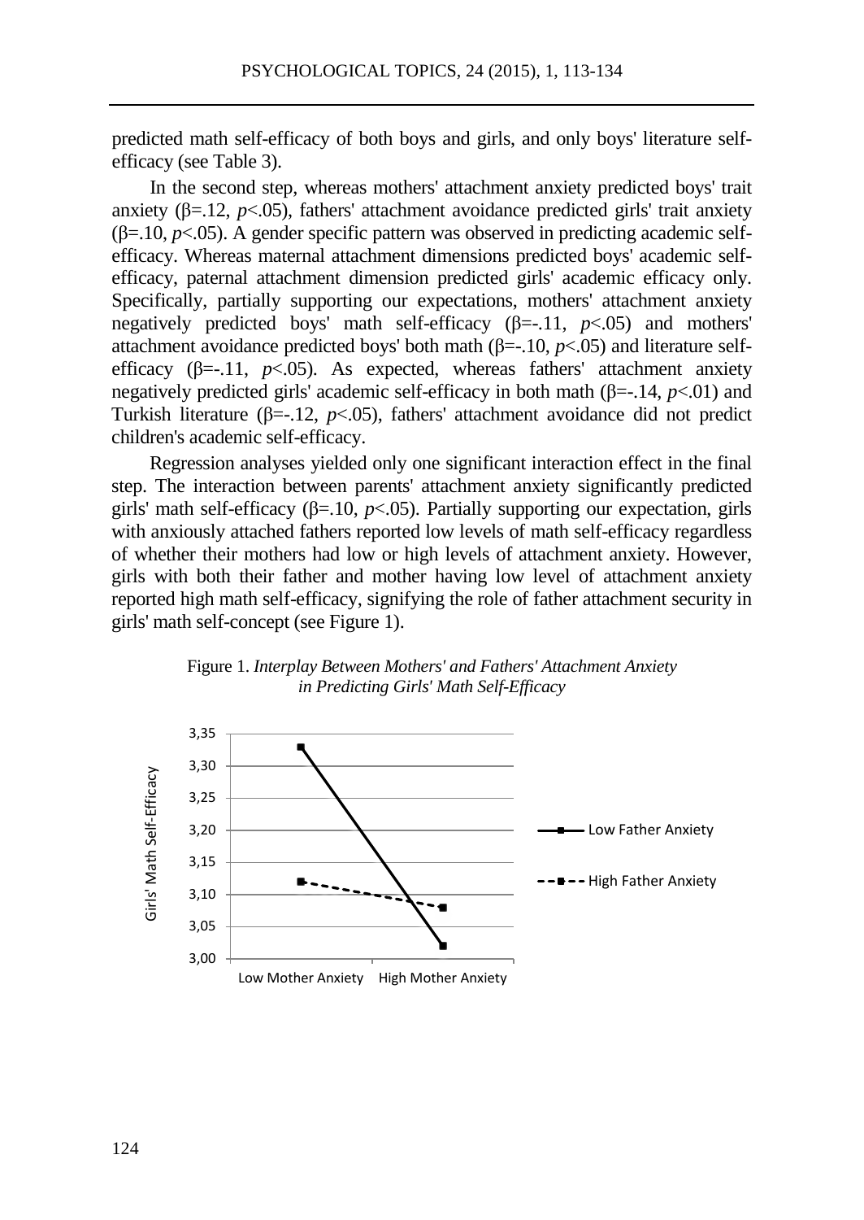predicted math self-efficacy of both boys and girls, and only boys' literature self-efficacy (see Table 3).

In the second step, whereas mothers' attachment anxiety predicted boys' trait anxiety ($\beta$=.12, $p$<.05), fathers' attachment avoidance predicted girls' trait anxiety ($\beta$=.10, $p$<.05). A gender specific pattern was observed in predicting academic self-efficacy. Whereas maternal attachment dimensions predicted boys' academic self-efficacy, paternal attachment dimension predicted girls' academic efficacy only. Specifically, partially supporting our expectations, mothers' attachment anxiety negatively predicted boys' math self-efficacy ($\beta$=-.11, $p$<.05) and mothers' attachment avoidance predicted boys' both math ($\beta$=-.10, $p$<.05) and literature self-efficacy ($\beta$=-.11, $p$<.05). As expected, whereas fathers' attachment anxiety negatively predicted girls' academic self-efficacy in both math ($\beta$=-.14, $p$<.01) and Turkish literature ($\beta$=-.12, $p$<.05), fathers' attachment avoidance did not predict children's academic self-efficacy.

Regression analyses yielded only one significant interaction effect in the final step. The interaction between parents' attachment anxiety significantly predicted girls' math self-efficacy ($\beta$=.10, $p$<.05). Partially supporting our expectation, girls with anxiously attached fathers reported low levels of math self-efficacy regardless of whether their mothers had low or high levels of attachment anxiety. However, girls with both their father and mother having low level of attachment anxiety reported high math self-efficacy, signifying the role of father attachment security in girls' math self-concept (see Figure 1).

Figure 1. *Interplay Between Mothers' and Fathers' Attachment Anxiety in Predicting Girls' Math Self-Efficacy*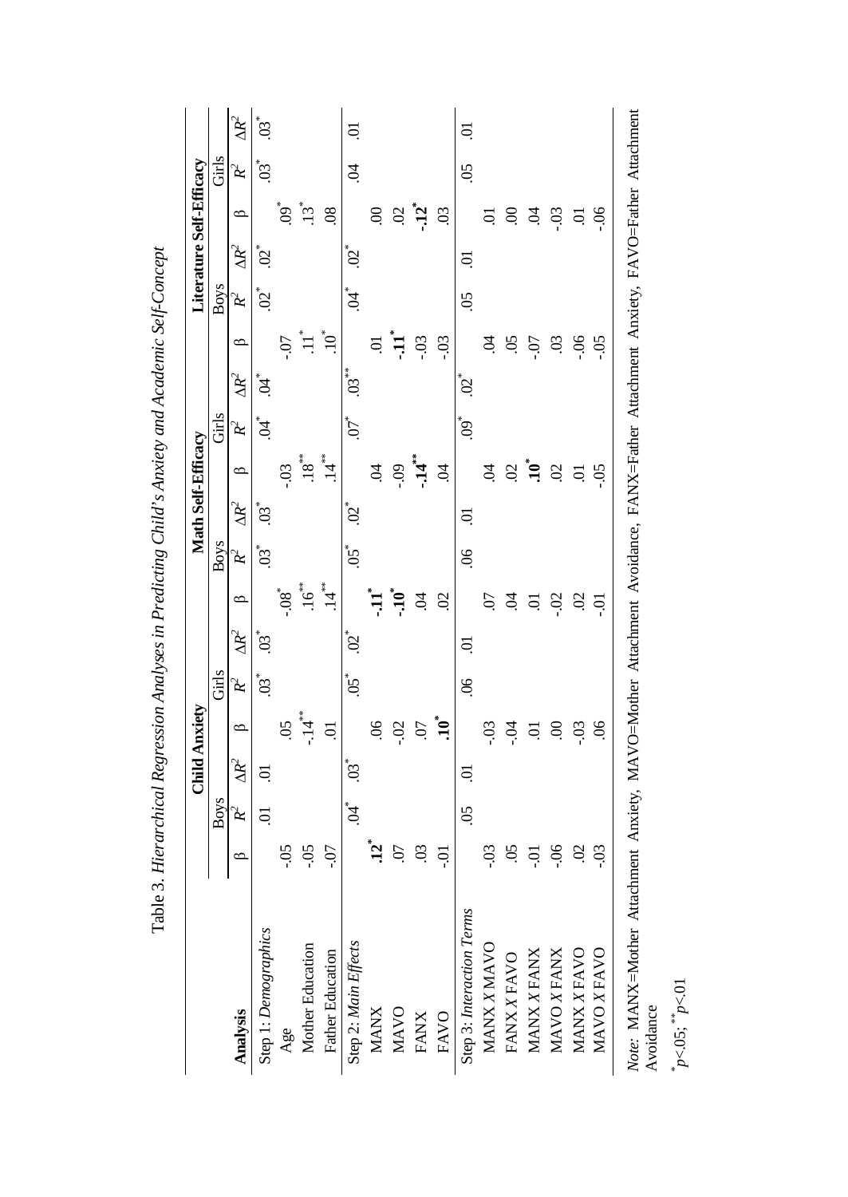Table 3. *Hierarchical Regression Analyses in Predicting Child's Anxiety and Academic Self-Concept*

| Analysis | Child Anxiety | | | | | | Math Self-Efficacy | | | | | | Literature Self-Efficacy | | | | | |
|---|---|---|---|---|---|---|---|---|---|---|---|---|---|---|---|---|---|---|
| | Boys | | | Girls | | | Boys | | | Girls | | | Boys | | | Girls | | |
| | β | $R^2$ | $\Delta R^2$ | β | $R^2$ | $\Delta R^2$ | β | $R^2$ | $\Delta R^2$ | β | $R^2$ | $\Delta R^2$ | β | $R^2$ | $\Delta R^2$ | β | $R^2$ | $\Delta R^2$ |
| Step 1: *Demographics* | | .01 | .01 | | .03* | .03* | | .03* | .03* | | .04* | .04* | | .02* | .02* | | .03* | .03* |
| Age | -.05 | | | .05 | | | -.08* | | | -.03 | | | -.07 | | | .09* | | |
| Mother Education | -.05 | | | -.14** | | | .16** | | | .18** | | | .11* | | | .13* | | |
| Father Education | -.07 | | | .01 | | | .14** | | | .14** | | | .10* | | | .08 | | |
| Step 2: *Main Effects* | | .04* | .03* | | .05* | .02* | | .05* | .02* | | .07* | .03** | | .04* | .02* | | .04 | .01 |
| MANX | **.12*** | | | .06 | | | **-.11*** | | | .04 | | | .01 | | | .00 | | |
| MAVO | .07 | | | -.02 | | | **-.10*** | | | -.09 | | | **-.11*** | | | .02 | | |
| FANX | .03 | | | .07 | | | .04 | | | **-.14**** | | | -.03 | | | **-.12*** | | |
| FAVO | -.01 | | | **.10*** | | | .02 | | | .04 | | | -.03 | | | .03 | | |
| Step 3: *Interaction Terms* | | .05 | .01 | | .06 | .01 | | .06 | .01 | | .09* | .02* | | .05 | .01 | | .05 | .01 |
| MANX *X* MAVO | -.03 | | | -.03 | | | .07 | | | .04 | | | .04 | | | .01 | | |
| FANX *X* FAVO | .05 | | | -.04 | | | .04 | | | .02 | | | .05 | | | .00 | | |
| MANX *X* FANX | -.01 | | | .01 | | | .01 | | | **.10*** | | | -.07 | | | .04 | | |
| MAVO *X* FANX | -.06 | | | .00 | | | -.02 | | | .02 | | | .03 | | | -.03 | | |
| MANX *X* FAVO | .02 | | | -.03 | | | .02 | | | .01 | | | -.06 | | | .01 | | |
| MAVO *X* FAVO | -.03 | | | .06 | | | -.01 | | | -.05 | | | -.05 | | | -.06 | | |

*Note:* MANX=Mother Attachment Anxiety, MAVO=Mother Attachment Avoidance, FANX=Father Attachment Anxiety, FAVO=Father Attachment Avoidance

$^{*}p$<.05; $^{**}p$<.01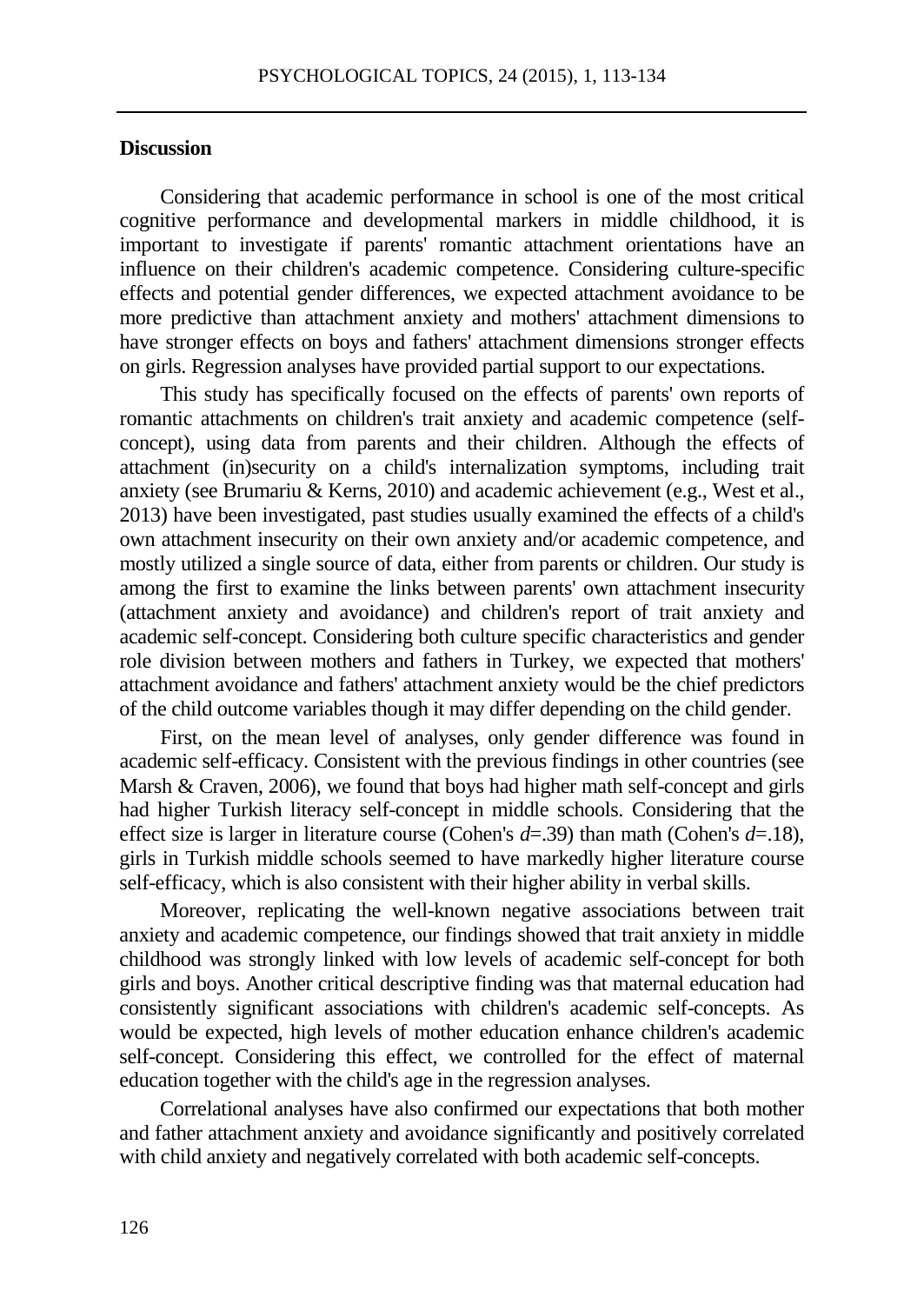## Discussion

Considering that academic performance in school is one of the most critical cognitive performance and developmental markers in middle childhood, it is important to investigate if parents' romantic attachment orientations have an influence on their children's academic competence. Considering culture-specific effects and potential gender differences, we expected attachment avoidance to be more predictive than attachment anxiety and mothers' attachment dimensions to have stronger effects on boys and fathers' attachment dimensions stronger effects on girls. Regression analyses have provided partial support to our expectations.

This study has specifically focused on the effects of parents' own reports of romantic attachments on children's trait anxiety and academic competence (self-concept), using data from parents and their children. Although the effects of attachment (in)security on a child's internalization symptoms, including trait anxiety (see Brumariu & Kerns, 2010) and academic achievement (e.g., West et al., 2013) have been investigated, past studies usually examined the effects of a child's own attachment insecurity on their own anxiety and/or academic competence, and mostly utilized a single source of data, either from parents or children. Our study is among the first to examine the links between parents' own attachment insecurity (attachment anxiety and avoidance) and children's report of trait anxiety and academic self-concept. Considering both culture specific characteristics and gender role division between mothers and fathers in Turkey, we expected that mothers' attachment avoidance and fathers' attachment anxiety would be the chief predictors of the child outcome variables though it may differ depending on the child gender.

First, on the mean level of analyses, only gender difference was found in academic self-efficacy. Consistent with the previous findings in other countries (see Marsh & Craven, 2006), we found that boys had higher math self-concept and girls had higher Turkish literacy self-concept in middle schools. Considering that the effect size is larger in literature course (Cohen's $d$=.39) than math (Cohen's $d$=.18), girls in Turkish middle schools seemed to have markedly higher literature course self-efficacy, which is also consistent with their higher ability in verbal skills.

Moreover, replicating the well-known negative associations between trait anxiety and academic competence, our findings showed that trait anxiety in middle childhood was strongly linked with low levels of academic self-concept for both girls and boys. Another critical descriptive finding was that maternal education had consistently significant associations with children's academic self-concepts. As would be expected, high levels of mother education enhance children's academic self-concept. Considering this effect, we controlled for the effect of maternal education together with the child's age in the regression analyses.

Correlational analyses have also confirmed our expectations that both mother and father attachment anxiety and avoidance significantly and positively correlated with child anxiety and negatively correlated with both academic self-concepts.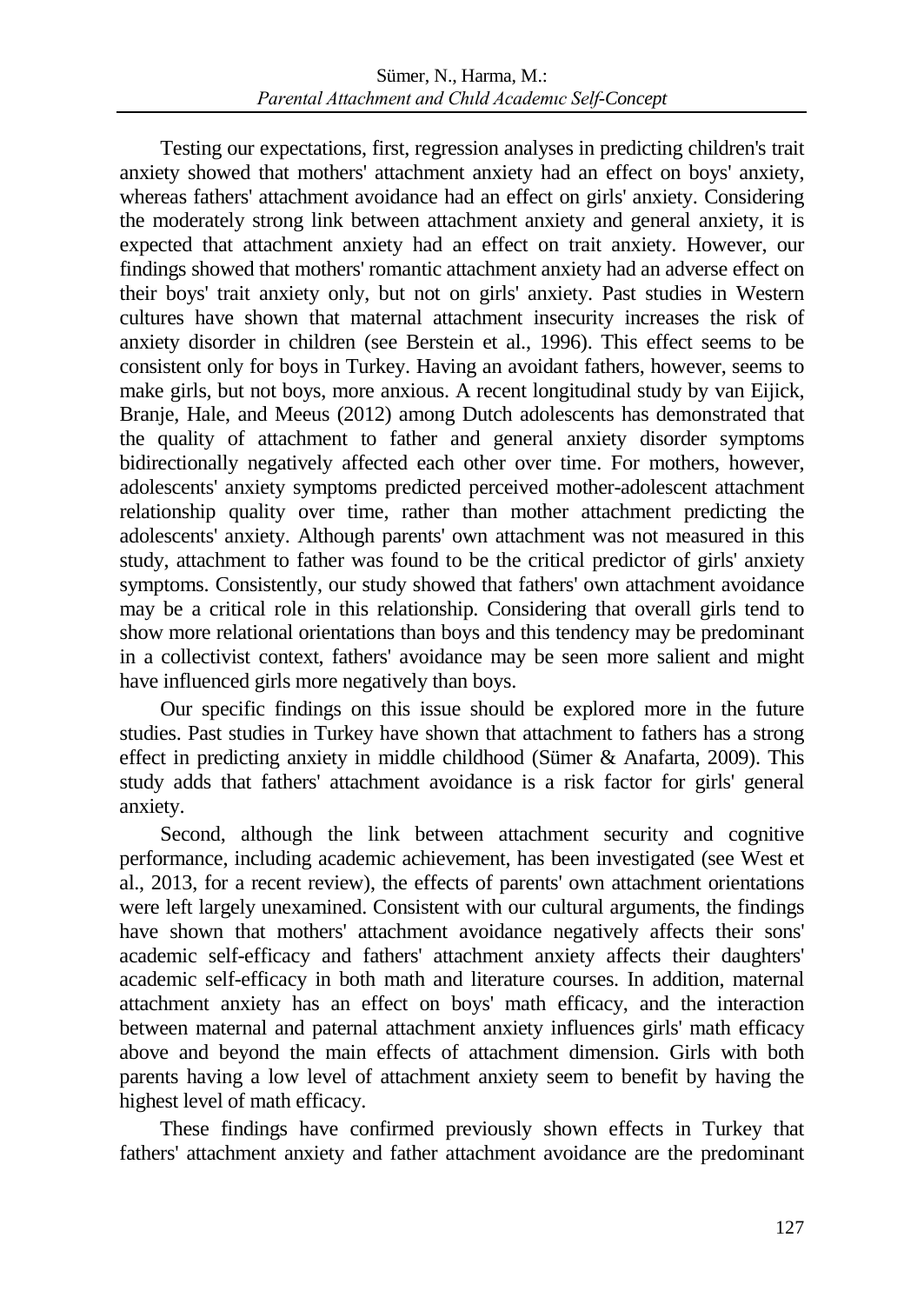Testing our expectations, first, regression analyses in predicting children's trait anxiety showed that mothers' attachment anxiety had an effect on boys' anxiety, whereas fathers' attachment avoidance had an effect on girls' anxiety. Considering the moderately strong link between attachment anxiety and general anxiety, it is expected that attachment anxiety had an effect on trait anxiety. However, our findings showed that mothers' romantic attachment anxiety had an adverse effect on their boys' trait anxiety only, but not on girls' anxiety. Past studies in Western cultures have shown that maternal attachment insecurity increases the risk of anxiety disorder in children (see Berstein et al., 1996). This effect seems to be consistent only for boys in Turkey. Having an avoidant fathers, however, seems to make girls, but not boys, more anxious. A recent longitudinal study by van Eijick, Branje, Hale, and Meeus (2012) among Dutch adolescents has demonstrated that the quality of attachment to father and general anxiety disorder symptoms bidirectionally negatively affected each other over time. For mothers, however, adolescents' anxiety symptoms predicted perceived mother-adolescent attachment relationship quality over time, rather than mother attachment predicting the adolescents' anxiety. Although parents' own attachment was not measured in this study, attachment to father was found to be the critical predictor of girls' anxiety symptoms. Consistently, our study showed that fathers' own attachment avoidance may be a critical role in this relationship. Considering that overall girls tend to show more relational orientations than boys and this tendency may be predominant in a collectivist context, fathers' avoidance may be seen more salient and might have influenced girls more negatively than boys.

Our specific findings on this issue should be explored more in the future studies. Past studies in Turkey have shown that attachment to fathers has a strong effect in predicting anxiety in middle childhood (Sümer & Anafarta, 2009). This study adds that fathers' attachment avoidance is a risk factor for girls' general anxiety.

Second, although the link between attachment security and cognitive performance, including academic achievement, has been investigated (see West et al., 2013, for a recent review), the effects of parents' own attachment orientations were left largely unexamined. Consistent with our cultural arguments, the findings have shown that mothers' attachment avoidance negatively affects their sons' academic self-efficacy and fathers' attachment anxiety affects their daughters' academic self-efficacy in both math and literature courses. In addition, maternal attachment anxiety has an effect on boys' math efficacy, and the interaction between maternal and paternal attachment anxiety influences girls' math efficacy above and beyond the main effects of attachment dimension. Girls with both parents having a low level of attachment anxiety seem to benefit by having the highest level of math efficacy.

These findings have confirmed previously shown effects in Turkey that fathers' attachment anxiety and father attachment avoidance are the predominant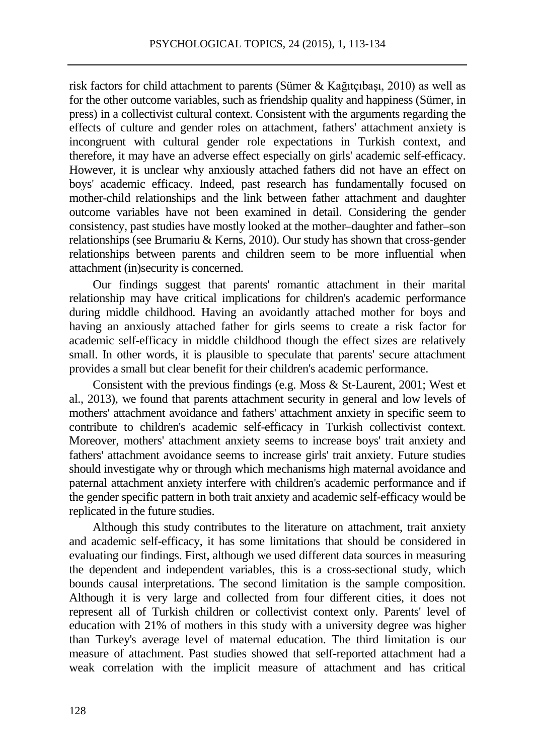risk factors for child attachment to parents (Sümer & Kağıtçıbaşı, 2010) as well as for the other outcome variables, such as friendship quality and happiness (Sümer, in press) in a collectivist cultural context. Consistent with the arguments regarding the effects of culture and gender roles on attachment, fathers' attachment anxiety is incongruent with cultural gender role expectations in Turkish context, and therefore, it may have an adverse effect especially on girls' academic self-efficacy. However, it is unclear why anxiously attached fathers did not have an effect on boys' academic efficacy. Indeed, past research has fundamentally focused on mother-child relationships and the link between father attachment and daughter outcome variables have not been examined in detail. Considering the gender consistency, past studies have mostly looked at the mother–daughter and father–son relationships (see Brumariu & Kerns, 2010). Our study has shown that cross-gender relationships between parents and children seem to be more influential when attachment (in)security is concerned.

Our findings suggest that parents' romantic attachment in their marital relationship may have critical implications for children's academic performance during middle childhood. Having an avoidantly attached mother for boys and having an anxiously attached father for girls seems to create a risk factor for academic self-efficacy in middle childhood though the effect sizes are relatively small. In other words, it is plausible to speculate that parents' secure attachment provides a small but clear benefit for their children's academic performance.

Consistent with the previous findings (e.g. Moss & St-Laurent, 2001; West et al., 2013), we found that parents attachment security in general and low levels of mothers' attachment avoidance and fathers' attachment anxiety in specific seem to contribute to children's academic self-efficacy in Turkish collectivist context. Moreover, mothers' attachment anxiety seems to increase boys' trait anxiety and fathers' attachment avoidance seems to increase girls' trait anxiety. Future studies should investigate why or through which mechanisms high maternal avoidance and paternal attachment anxiety interfere with children's academic performance and if the gender specific pattern in both trait anxiety and academic self-efficacy would be replicated in the future studies.

Although this study contributes to the literature on attachment, trait anxiety and academic self-efficacy, it has some limitations that should be considered in evaluating our findings. First, although we used different data sources in measuring the dependent and independent variables, this is a cross-sectional study, which bounds causal interpretations. The second limitation is the sample composition. Although it is very large and collected from four different cities, it does not represent all of Turkish children or collectivist context only. Parents' level of education with 21% of mothers in this study with a university degree was higher than Turkey's average level of maternal education. The third limitation is our measure of attachment. Past studies showed that self-reported attachment had a weak correlation with the implicit measure of attachment and has critical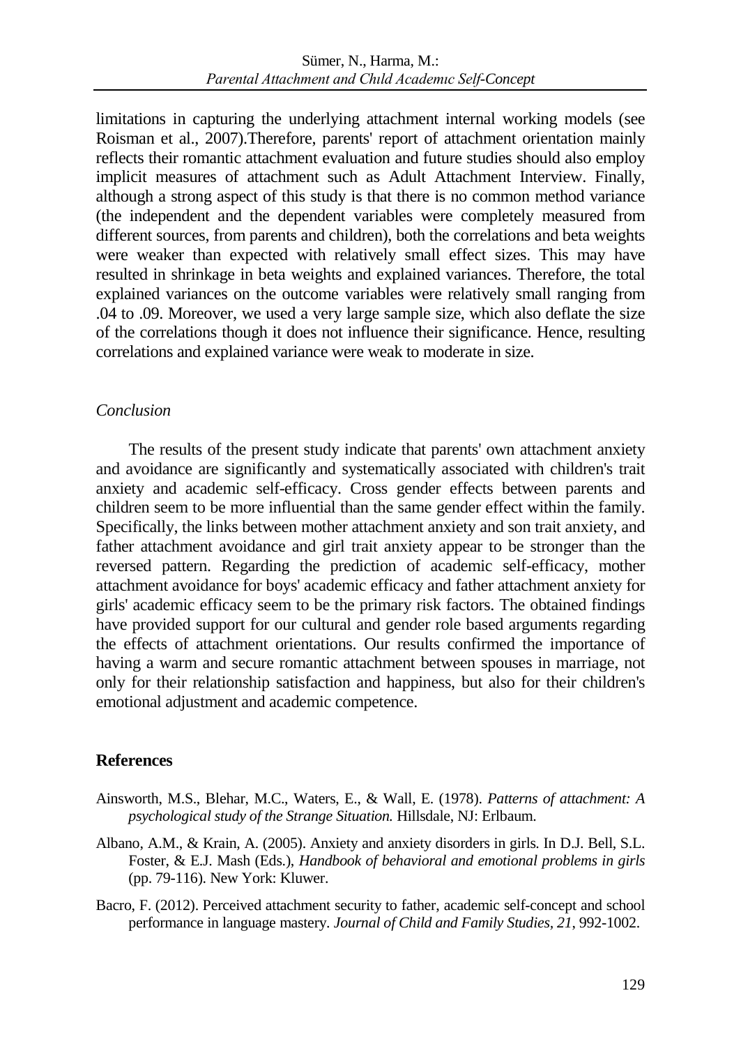limitations in capturing the underlying attachment internal working models (see Roisman et al., 2007).Therefore, parents' report of attachment orientation mainly reflects their romantic attachment evaluation and future studies should also employ implicit measures of attachment such as Adult Attachment Interview. Finally, although a strong aspect of this study is that there is no common method variance (the independent and the dependent variables were completely measured from different sources, from parents and children), both the correlations and beta weights were weaker than expected with relatively small effect sizes. This may have resulted in shrinkage in beta weights and explained variances. Therefore, the total explained variances on the outcome variables were relatively small ranging from .04 to .09. Moreover, we used a very large sample size, which also deflate the size of the correlations though it does not influence their significance. Hence, resulting correlations and explained variance were weak to moderate in size.

### *Conclusion*

The results of the present study indicate that parents' own attachment anxiety and avoidance are significantly and systematically associated with children's trait anxiety and academic self-efficacy. Cross gender effects between parents and children seem to be more influential than the same gender effect within the family. Specifically, the links between mother attachment anxiety and son trait anxiety, and father attachment avoidance and girl trait anxiety appear to be stronger than the reversed pattern. Regarding the prediction of academic self-efficacy, mother attachment avoidance for boys' academic efficacy and father attachment anxiety for girls' academic efficacy seem to be the primary risk factors. The obtained findings have provided support for our cultural and gender role based arguments regarding the effects of attachment orientations. Our results confirmed the importance of having a warm and secure romantic attachment between spouses in marriage, not only for their relationship satisfaction and happiness, but also for their children's emotional adjustment and academic competence.

## References

Ainsworth, M.S., Blehar, M.C., Waters, E., & Wall, E. (1978). *Patterns of attachment: A psychological study of the Strange Situation.* Hillsdale, NJ: Erlbaum.

Albano, A.M., & Krain, A. (2005). Anxiety and anxiety disorders in girls. In D.J. Bell, S.L. Foster, & E.J. Mash (Eds.), *Handbook of behavioral and emotional problems in girls* (pp. 79-116). New York: Kluwer.

Bacro, F. (2012). Perceived attachment security to father, academic self-concept and school performance in language mastery. *Journal of Child and Family Studies, 21,* 992-1002.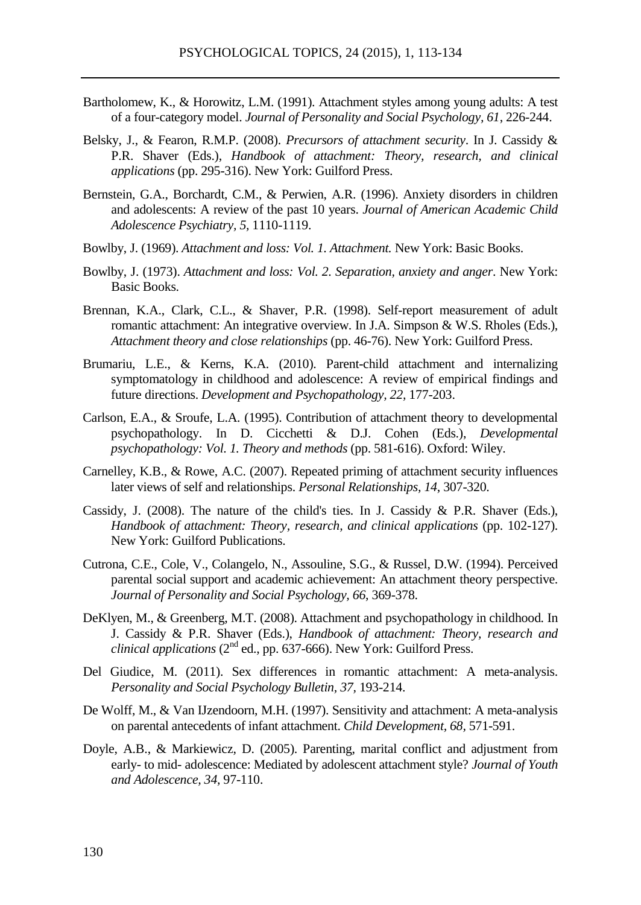Bartholomew, K., & Horowitz, L.M. (1991). Attachment styles among young adults: A test of a four-category model. *Journal of Personality and Social Psychology, 61*, 226-244.

Belsky, J., & Fearon, R.M.P. (2008). *Precursors of attachment security*. In J. Cassidy & P.R. Shaver (Eds.), *Handbook of attachment: Theory, research, and clinical applications* (pp. 295-316). New York: Guilford Press.

Bernstein, G.A., Borchardt, C.M., & Perwien, A.R. (1996). Anxiety disorders in children and adolescents: A review of the past 10 years. *Journal of American Academic Child Adolescence Psychiatry, 5*, 1110-1119.

Bowlby, J. (1969). *Attachment and loss: Vol. 1. Attachment.* New York: Basic Books.

Bowlby, J. (1973). *Attachment and loss: Vol. 2. Separation, anxiety and anger*. New York: Basic Books.

Brennan, K.A., Clark, C.L., & Shaver, P.R. (1998). Self-report measurement of adult romantic attachment: An integrative overview. In J.A. Simpson & W.S. Rholes (Eds.), *Attachment theory and close relationships* (pp. 46-76). New York: Guilford Press.

Brumariu, L.E., & Kerns, K.A. (2010). Parent-child attachment and internalizing symptomatology in childhood and adolescence: A review of empirical findings and future directions. *Development and Psychopathology, 22*, 177-203.

Carlson, E.A., & Sroufe, L.A. (1995). Contribution of attachment theory to developmental psychopathology. In D. Cicchetti & D.J. Cohen (Eds.), *Developmental psychopathology: Vol. 1. Theory and methods* (pp. 581-616). Oxford: Wiley.

Carnelley, K.B., & Rowe, A.C. (2007). Repeated priming of attachment security influences later views of self and relationships. *Personal Relationships, 14*, 307-320.

Cassidy, J. (2008). The nature of the child's ties. In J. Cassidy & P.R. Shaver (Eds.), *Handbook of attachment: Theory, research, and clinical applications* (pp. 102-127). New York: Guilford Publications.

Cutrona, C.E., Cole, V., Colangelo, N., Assouline, S.G., & Russel, D.W. (1994). Perceived parental social support and academic achievement: An attachment theory perspective. *Journal of Personality and Social Psychology, 66*, 369-378.

DeKlyen, M., & Greenberg, M.T. (2008). Attachment and psychopathology in childhood. In J. Cassidy & P.R. Shaver (Eds.), *Handbook of attachment: Theory, research and clinical applications* (2nd ed., pp. 637-666). New York: Guilford Press.

Del Giudice, M. (2011). Sex differences in romantic attachment: A meta-analysis. *Personality and Social Psychology Bulletin, 37*, 193-214.

De Wolff, M., & Van IJzendoorn, M.H. (1997). Sensitivity and attachment: A meta-analysis on parental antecedents of infant attachment. *Child Development, 68*, 571-591.

Doyle, A.B., & Markiewicz, D. (2005). Parenting, marital conflict and adjustment from early- to mid- adolescence: Mediated by adolescent attachment style? *Journal of Youth and Adolescence, 34*, 97-110.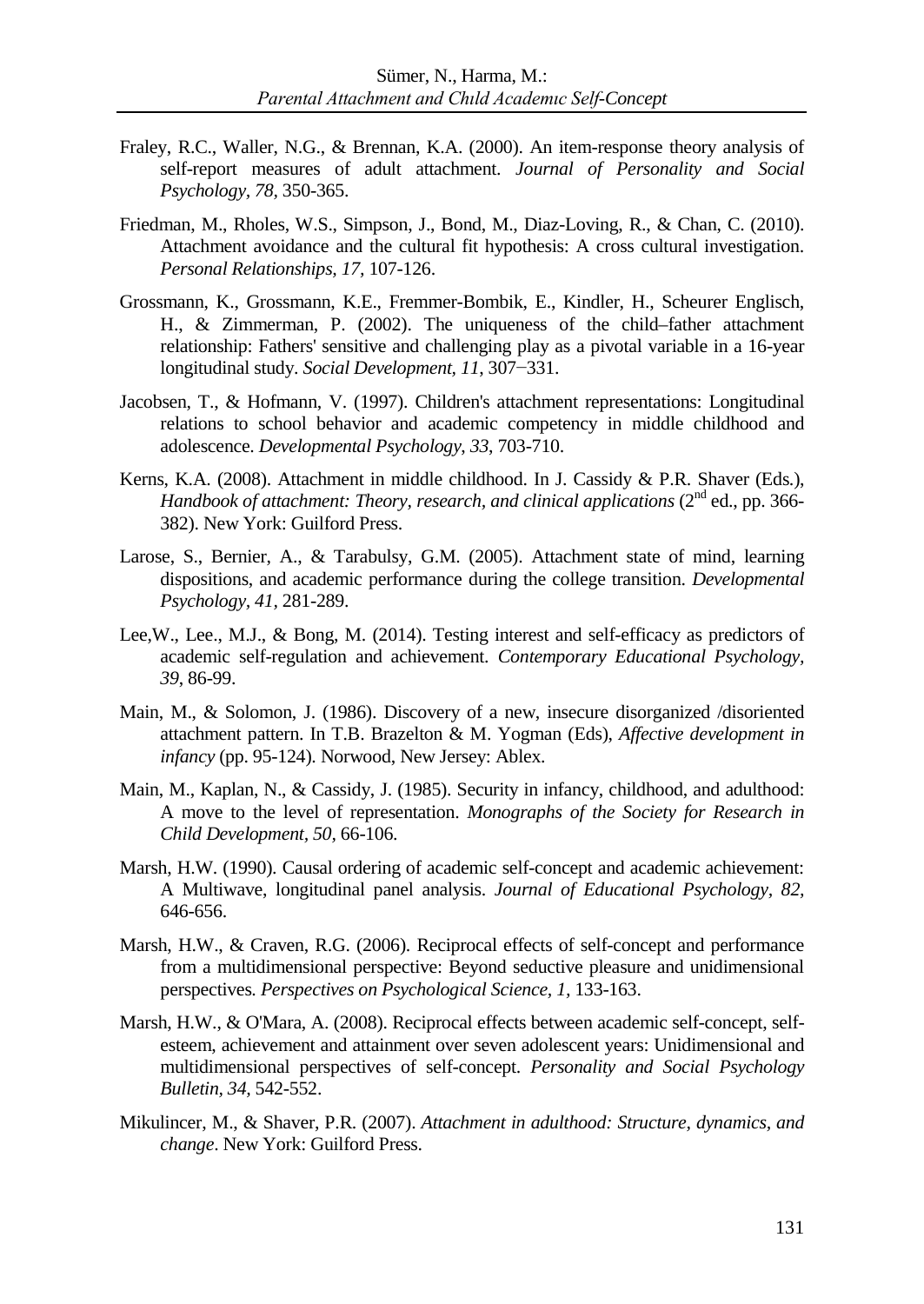Fraley, R.C., Waller, N.G., & Brennan, K.A. (2000). An item-response theory analysis of self-report measures of adult attachment. *Journal of Personality and Social Psychology, 78,* 350-365.

Friedman, M., Rholes, W.S., Simpson, J., Bond, M., Diaz-Loving, R., & Chan, C. (2010). Attachment avoidance and the cultural fit hypothesis: A cross cultural investigation. *Personal Relationships, 17,* 107-126.

Grossmann, K., Grossmann, K.E., Fremmer-Bombik, E., Kindler, H., Scheurer Englisch, H., & Zimmerman, P. (2002). The uniqueness of the child–father attachment relationship: Fathers' sensitive and challenging play as a pivotal variable in a 16-year longitudinal study. *Social Development, 11*, 307−331.

Jacobsen, T., & Hofmann, V. (1997). Children's attachment representations: Longitudinal relations to school behavior and academic competency in middle childhood and adolescence. *Developmental Psychology, 33*, 703-710.

Kerns, K.A. (2008). Attachment in middle childhood. In J. Cassidy & P.R. Shaver (Eds.), *Handbook of attachment: Theory, research, and clinical applications* (2nd ed., pp. 366-382). New York: Guilford Press.

Larose, S., Bernier, A., & Tarabulsy, G.M. (2005). Attachment state of mind, learning dispositions, and academic performance during the college transition. *Developmental Psychology, 41,* 281-289.

Lee,W., Lee., M.J., & Bong, M. (2014). Testing interest and self-efficacy as predictors of academic self-regulation and achievement. *Contemporary Educational Psychology, 39,* 86-99.

Main, M., & Solomon, J. (1986). Discovery of a new, insecure disorganized /disoriented attachment pattern. In T.B. Brazelton & M. Yogman (Eds), *Affective development in infancy* (pp. 95-124). Norwood, New Jersey: Ablex.

Main, M., Kaplan, N., & Cassidy, J. (1985). Security in infancy, childhood, and adulthood: A move to the level of representation. *Monographs of the Society for Research in Child Development, 50,* 66-106.

Marsh, H.W. (1990). Causal ordering of academic self-concept and academic achievement: A Multiwave, longitudinal panel analysis. *Journal of Educational Psychology, 82,* 646-656.

Marsh, H.W., & Craven, R.G. (2006). Reciprocal effects of self-concept and performance from a multidimensional perspective: Beyond seductive pleasure and unidimensional perspectives. *Perspectives on Psychological Science, 1,* 133-163.

Marsh, H.W., & O'Mara, A. (2008). Reciprocal effects between academic self-concept, self-esteem, achievement and attainment over seven adolescent years: Unidimensional and multidimensional perspectives of self-concept. *Personality and Social Psychology Bulletin, 34,* 542-552.

Mikulincer, M., & Shaver, P.R. (2007). *Attachment in adulthood: Structure, dynamics, and change*. New York: Guilford Press.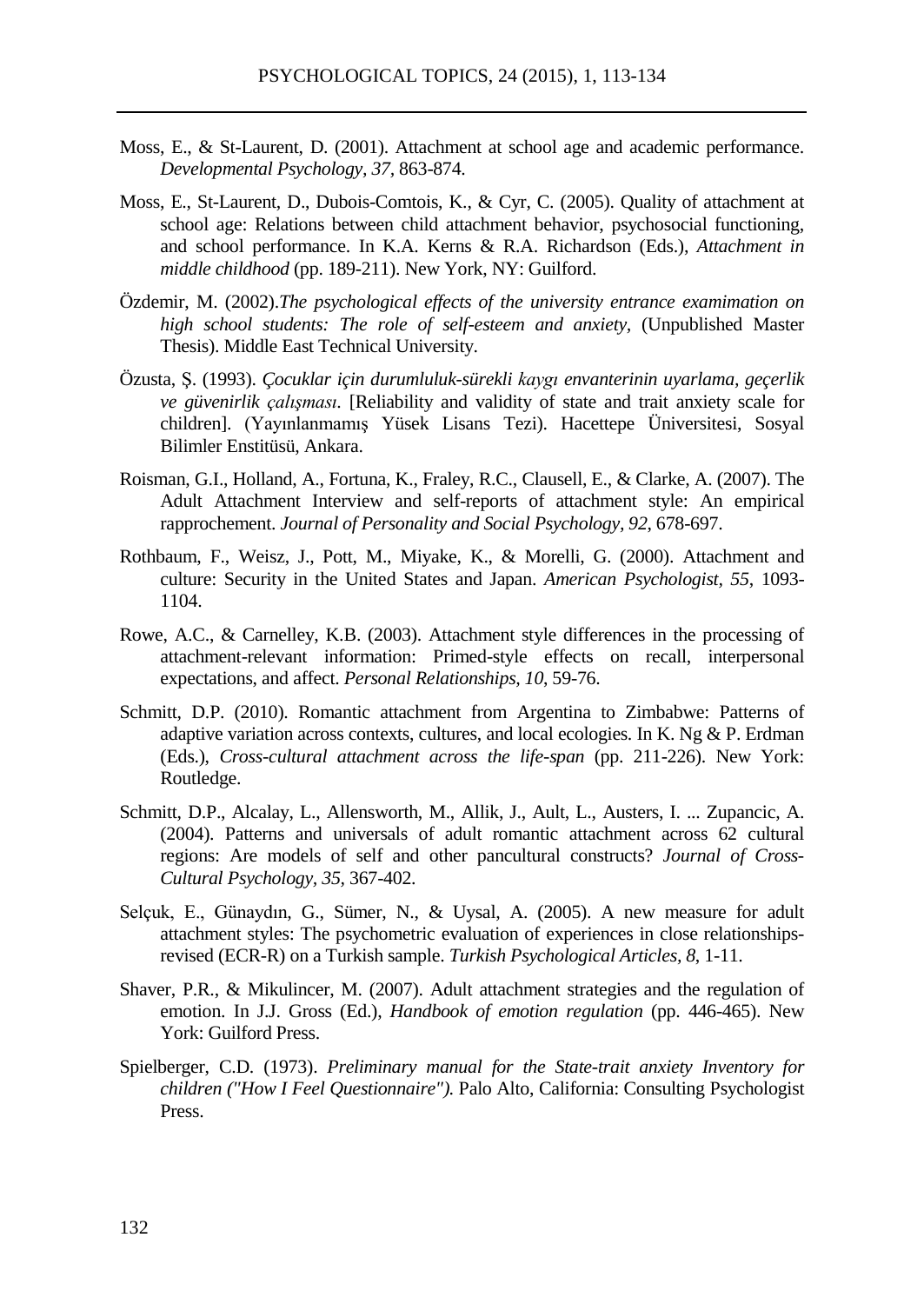Moss, E., & St-Laurent, D. (2001). Attachment at school age and academic performance. *Developmental Psychology*, *37*, 863-874.

Moss, E., St-Laurent, D., Dubois-Comtois, K., & Cyr, C. (2005). Quality of attachment at school age: Relations between child attachment behavior, psychosocial functioning, and school performance. In K.A. Kerns & R.A. Richardson (Eds.), *Attachment in middle childhood* (pp. 189-211). New York, NY: Guilford.

Özdemir, M. (2002).*The psychological effects of the university entrance examimation on high school students: The role of self-esteem and anxiety*, (Unpublished Master Thesis). Middle East Technical University.

Özusta, Ş. (1993). *Çocuklar için durumluluk-sürekli kaygı envanterinin uyarlama, geçerlik ve güvenirlik çalışması*. [Reliability and validity of state and trait anxiety scale for children]. (Yayınlanmamış Yüsek Lisans Tezi). Hacettepe Üniversitesi, Sosyal Bilimler Enstitüsü, Ankara.

Roisman, G.I., Holland, A., Fortuna, K., Fraley, R.C., Clausell, E., & Clarke, A. (2007). The Adult Attachment Interview and self-reports of attachment style: An empirical rapprochement. *Journal of Personality and Social Psychology, 92*, 678-697.

Rothbaum, F., Weisz, J., Pott, M., Miyake, K., & Morelli, G. (2000). Attachment and culture: Security in the United States and Japan. *American Psychologist, 55*, 1093-1104.

Rowe, A.C., & Carnelley, K.B. (2003). Attachment style differences in the processing of attachment-relevant information: Primed-style effects on recall, interpersonal expectations, and affect. *Personal Relationships, 10*, 59-76.

Schmitt, D.P. (2010). Romantic attachment from Argentina to Zimbabwe: Patterns of adaptive variation across contexts, cultures, and local ecologies. In K. Ng & P. Erdman (Eds.), *Cross-cultural attachment across the life-span* (pp. 211-226). New York: Routledge.

Schmitt, D.P., Alcalay, L., Allensworth, M., Allik, J., Ault, L., Austers, I. ... Zupancic, A. (2004). Patterns and universals of adult romantic attachment across 62 cultural regions: Are models of self and other pancultural constructs? *Journal of Cross-Cultural Psychology*, *35*, 367-402.

Selçuk, E., Günaydın, G., Sümer, N., & Uysal, A. (2005). A new measure for adult attachment styles: The psychometric evaluation of experiences in close relationships-revised (ECR-R) on a Turkish sample. *Turkish Psychological Articles*, *8*, 1-11.

Shaver, P.R., & Mikulincer, M. (2007). Adult attachment strategies and the regulation of emotion. In J.J. Gross (Ed.), *Handbook of emotion regulation* (pp. 446-465). New York: Guilford Press.

Spielberger, C.D. (1973). *Preliminary manual for the State-trait anxiety Inventory for children ("How I Feel Questionnaire")*. Palo Alto, California: Consulting Psychologist Press.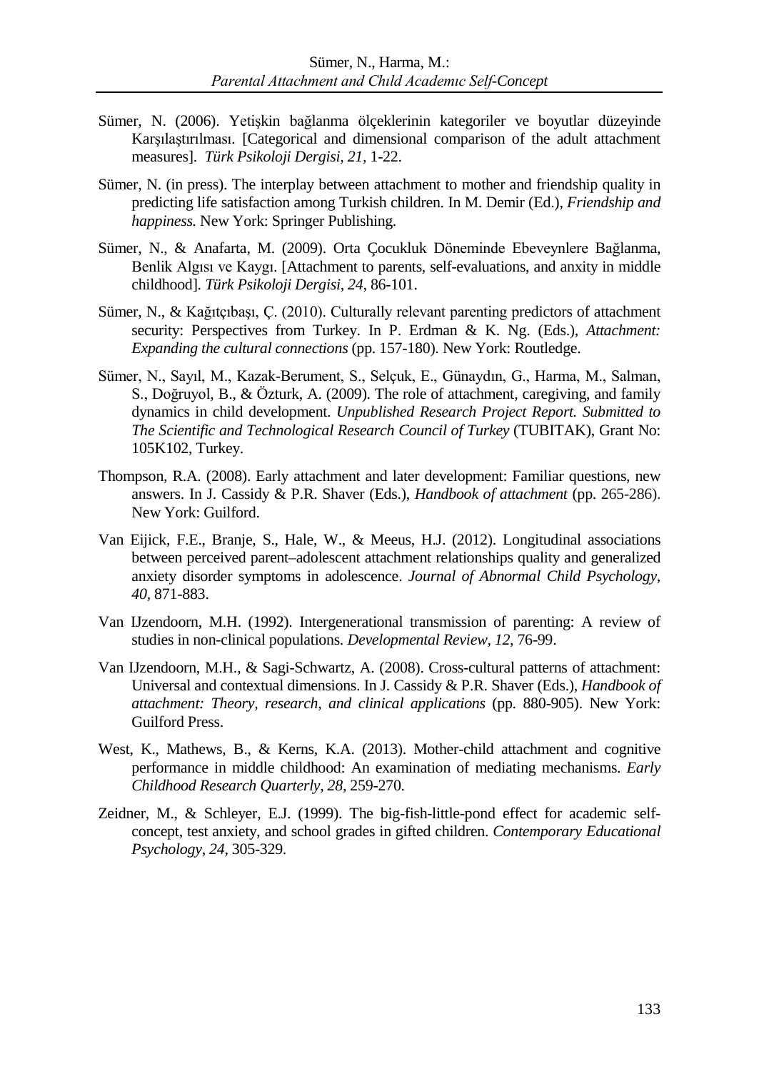Sümer, N. (2006). Yetişkin bağlanma ölçeklerinin kategoriler ve boyutlar düzeyinde Karşılaştırılması. [Categorical and dimensional comparison of the adult attachment measures]. *Türk Psikoloji Dergisi, 21,* 1-22.

Sümer, N. (in press). The interplay between attachment to mother and friendship quality in predicting life satisfaction among Turkish children. In M. Demir (Ed.), *Friendship and happiness.* New York: Springer Publishing.

Sümer, N., & Anafarta, M. (2009). Orta Çocukluk Döneminde Ebeveynlere Bağlanma, Benlik Algısı ve Kaygı. [Attachment to parents, self-evaluations, and anxiety in middle childhood]. *Türk Psikoloji Dergisi, 24,* 86-101.

Sümer, N., & Kağıtçıbaşı, Ç. (2010). Culturally relevant parenting predictors of attachment security: Perspectives from Turkey. In P. Erdman & K. Ng. (Eds.), *Attachment: Expanding the cultural connections* (pp. 157-180). New York: Routledge.

Sümer, N., Sayıl, M., Kazak-Berument, S., Selçuk, E., Günaydın, G., Harma, M., Salman, S., Doğruyol, B., & Özturk, A. (2009). The role of attachment, caregiving, and family dynamics in child development. *Unpublished Research Project Report. Submitted to The Scientific and Technological Research Council of Turkey* (TUBITAK), Grant No: 105K102, Turkey.

Thompson, R.A. (2008). Early attachment and later development: Familiar questions, new answers. In J. Cassidy & P.R. Shaver (Eds.), *Handbook of attachment* (pp. 265-286). New York: Guilford.

Van Eijick, F.E., Branje, S., Hale, W., & Meeus, H.J. (2012). Longitudinal associations between perceived parent–adolescent attachment relationships quality and generalized anxiety disorder symptoms in adolescence. *Journal of Abnormal Child Psychology, 40,* 871-883.

Van IJzendoorn, M.H. (1992). Intergenerational transmission of parenting: A review of studies in non-clinical populations. *Developmental Review, 12,* 76-99.

Van IJzendoorn, M.H., & Sagi-Schwartz, A. (2008). Cross-cultural patterns of attachment: Universal and contextual dimensions. In J. Cassidy & P.R. Shaver (Eds.), *Handbook of attachment: Theory, research, and clinical applications* (pp. 880-905). New York: Guilford Press.

West, K., Mathews, B., & Kerns, K.A. (2013). Mother-child attachment and cognitive performance in middle childhood: An examination of mediating mechanisms. *Early Childhood Research Quarterly, 28,* 259-270.

Zeidner, M., & Schleyer, E.J. (1999). The big-fish-little-pond effect for academic self-concept, test anxiety, and school grades in gifted children. *Contemporary Educational Psychology, 24,* 305-329.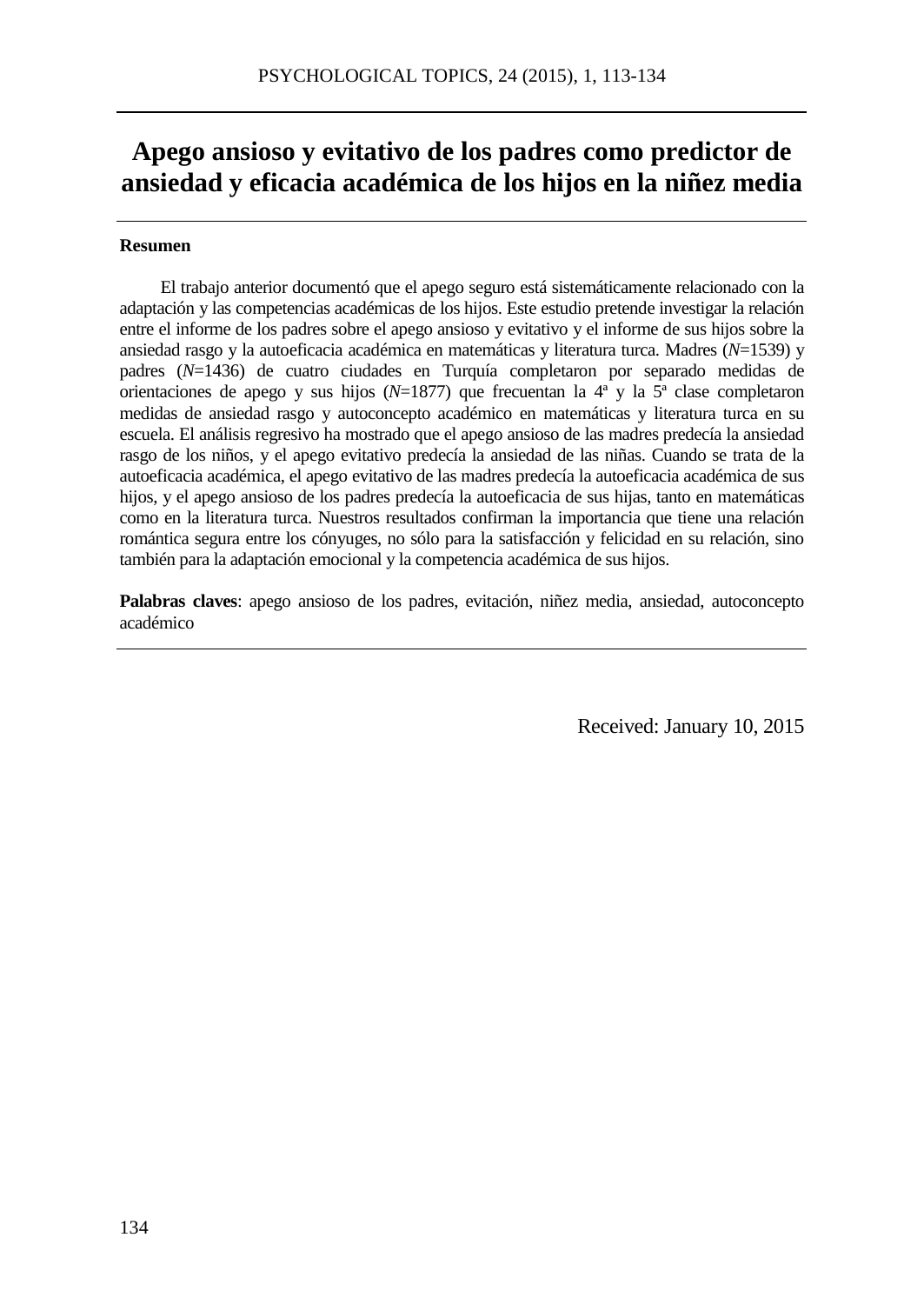# Apego ansioso y evitativo de los padres como predictor de ansiedad y eficacia académica de los hijos en la niñez media

**Resumen**

El trabajo anterior documentó que el apego seguro está sistemáticamente relacionado con la adaptación y las competencias académicas de los hijos. Este estudio pretende investigar la relación entre el informe de los padres sobre el apego ansioso y evitativo y el informe de sus hijos sobre la ansiedad rasgo y la autoeficacia académica en matemáticas y literatura turca. Madres (*N*=1539) y padres (*N*=1436) de cuatro ciudades en Turquía completaron por separado medidas de orientaciones de apego y sus hijos (*N*=1877) que frecuentan la 4ª y la 5ª clase completaron medidas de ansiedad rasgo y autoconcepto académico en matemáticas y literatura turca en su escuela. El análisis regresivo ha mostrado que el apego ansioso de las madres predecía la ansiedad rasgo de los niños, y el apego evitativo predecía la ansiedad de las niñas. Cuando se trata de la autoeficacia académica, el apego evitativo de las madres predecía la autoeficacia académica de sus hijos, y el apego ansioso de los padres predecía la autoeficacia de sus hijas, tanto en matemáticas como en la literatura turca. Nuestros resultados confirman la importancia que tiene una relación romántica segura entre los cónyuges, no sólo para la satisfacción y felicidad en su relación, sino también para la adaptación emocional y la competencia académica de sus hijos.

**Palabras claves**: apego ansioso de los padres, evitación, niñez media, ansiedad, autoconcepto académico

Received: January 10, 2015